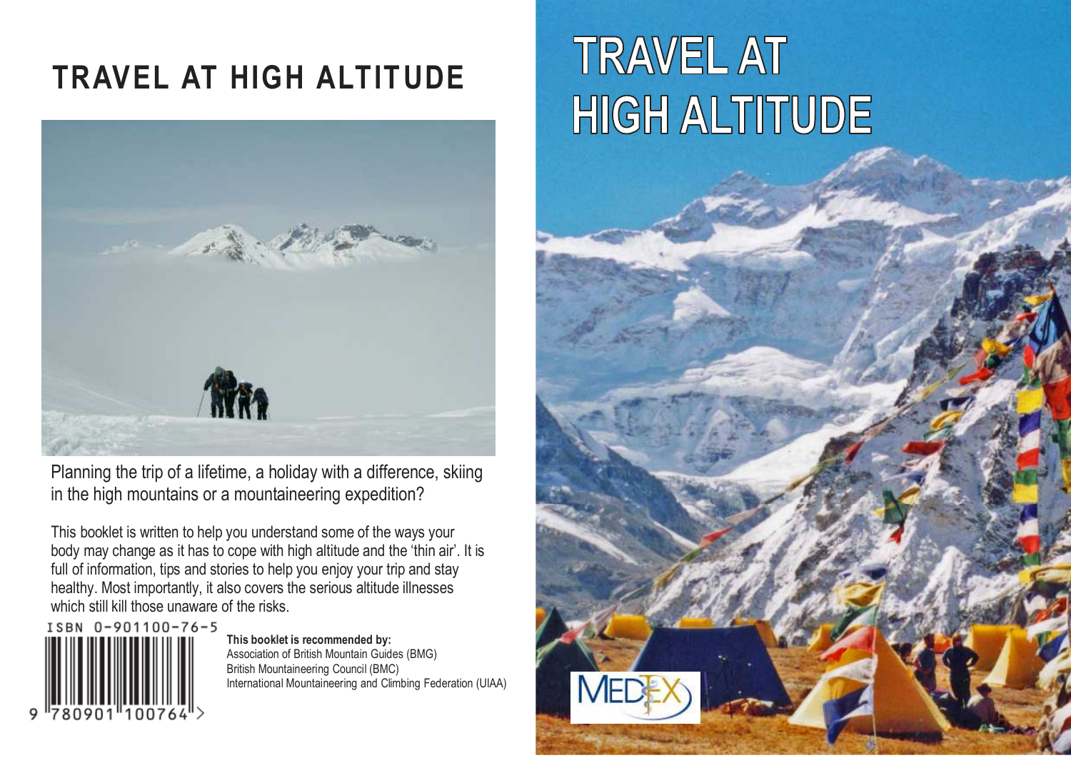# TRAVEL AT HIGH ALTITUDE

Planning the trip of a lifetime, a holiday with a difference, skiing in the high mountains or a mountaineering expedition?

This booklet is written to help you understand some of the ways your body may change as it has to cope with high altitude and the 'thin air'. It is full of information, tips and stories to help you enjoy your trip and stay healthy. Most importantly, it also covers the serious altitude illnesses which still kill those unaware of the risks.

ISBN 0-901100-76-5

9 780901 100764

**This booklet is recommended by:**
Association of British Mountain Guides (BMG)
British Mountaineering Council (BMC)
International Mountaineering and Climbing Federation (UIAA)

# TRAVEL AT HIGH ALTITUDE

MEDEX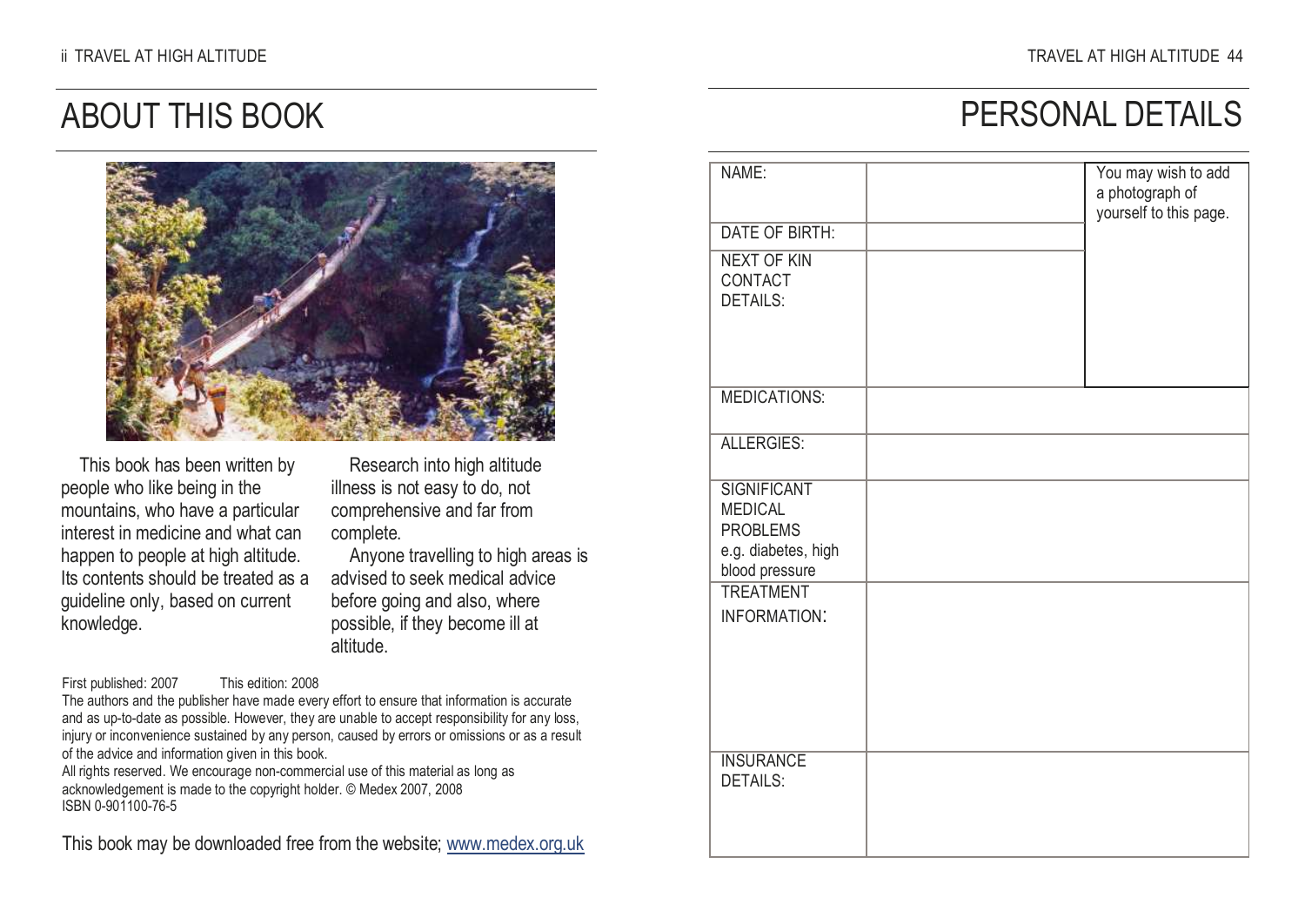# ABOUT THIS BOOK

This book has been written by people who like being in the mountains, who have a particular interest in medicine and what can happen to people at high altitude. Its contents should be treated as a guideline only, based on current knowledge.

Research into high altitude illness is not easy to do, not comprehensive and far from complete.

Anyone travelling to high areas is advised to seek medical advice before going and also, where possible, if they become ill at altitude.

First published: 2007 This edition: 2008

The authors and the publisher have made every effort to ensure that information is accurate and as up-to-date as possible. However, they are unable to accept responsibility for any loss, injury or inconvenience sustained by any person, caused by errors or omissions or as a result of the advice and information given in this book.

All rights reserved. We encourage non-commercial use of this material as long as acknowledgement is made to the copyright holder. © Medex 2007, 2008

ISBN 0-901100-76-5

This book may be downloaded free from the website; www.medex.org.uk

# PERSONAL DETAILS

| | | |
|---|---|---|
| NAME: | | You may wish to add a photograph of yourself to this page. |
| DATE OF BIRTH: | | |
| NEXT OF KIN CONTACT DETAILS: | | |
| MEDICATIONS: | | |
| ALLERGIES: | | |
| SIGNIFICANT MEDICAL PROBLEMS e.g. diabetes, high blood pressure | | |
| TREATMENT INFORMATION: | | |
| INSURANCE DETAILS: | | |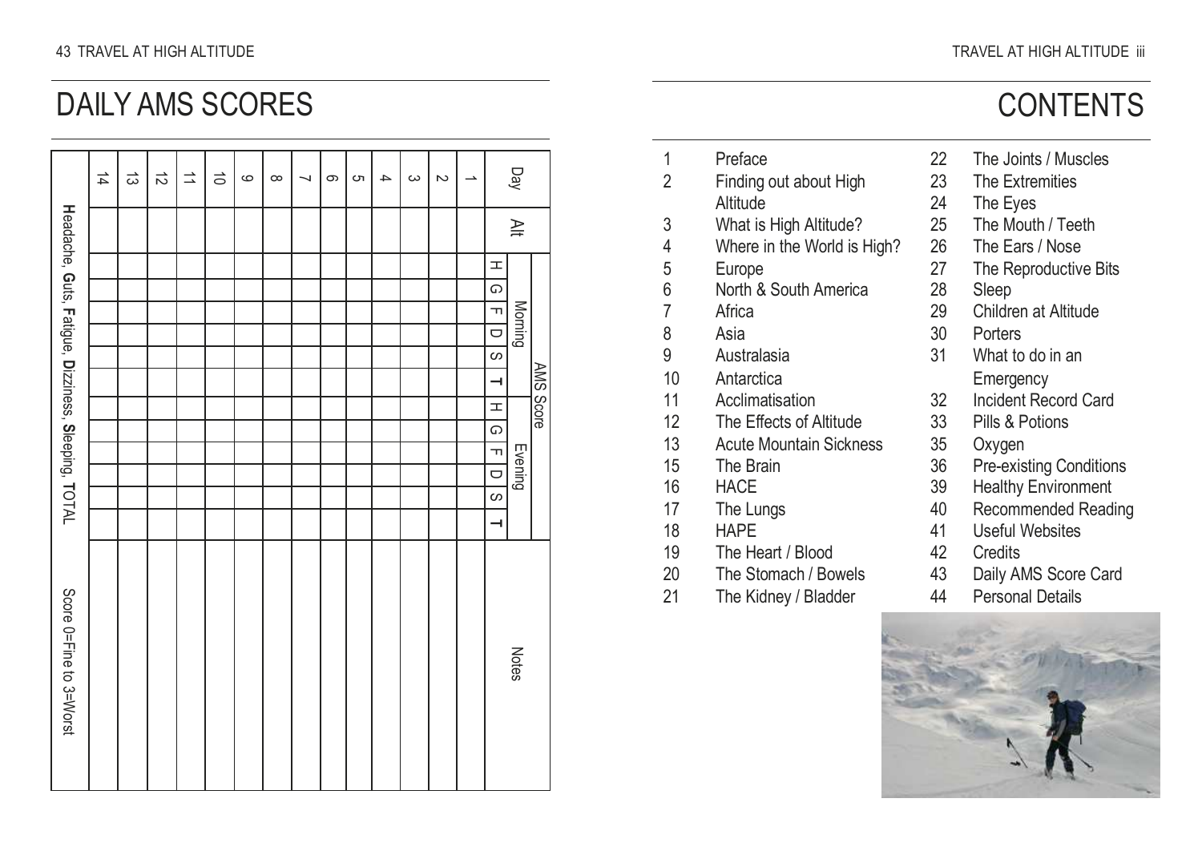# DAILY AMS SCORES

| Day | Alt | AMS Score Morning H | G | F | D | S | T | AMS Score Evening H | G | F | D | S | T | Notes |
|---|---|---|---|---|---|---|---|---|---|---|---|---|---|---|
| 1 | | | | | | | | | | | | | | |
| 2 | | | | | | | | | | | | | | |
| 3 | | | | | | | | | | | | | | |
| 4 | | | | | | | | | | | | | | |
| 5 | | | | | | | | | | | | | | |
| 6 | | | | | | | | | | | | | | |
| 7 | | | | | | | | | | | | | | |
| 8 | | | | | | | | | | | | | | |
| 9 | | | | | | | | | | | | | | |
| 10 | | | | | | | | | | | | | | |
| 11 | | | | | | | | | | | | | | |
| 12 | | | | | | | | | | | | | | |
| 13 | | | | | | | | | | | | | | |
| 14 | | | | | | | | | | | | | | |

**H**eadache, **G**uts, **F**atigue, **D**izziness, **S**leeping, **T**OTAL

Score 0=Fine to 3=Worst

# CONTENTS

| | |
|---|---|
| 1 | Preface |
| 2 | Finding out about High Altitude |
| 3 | What is High Altitude? |
| 4 | Where in the World is High? |
| 5 | Europe |
| 6 | North & South America |
| 7 | Africa |
| 8 | Asia |
| 9 | Australasia |
| 10 | Antarctica |
| 11 | Acclimatisation |
| 12 | The Effects of Altitude |
| 13 | Acute Mountain Sickness |
| 15 | The Brain |
| 16 | HACE |
| 17 | The Lungs |
| 18 | HAPE |
| 19 | The Heart / Blood |
| 20 | The Stomach / Bowels |
| 21 | The Kidney / Bladder |
| 22 | The Joints / Muscles |
| 23 | The Extremities |
| 24 | The Eyes |
| 25 | The Mouth / Teeth |
| 26 | The Ears / Nose |
| 27 | The Reproductive Bits |
| 28 | Sleep |
| 29 | Children at Altitude |
| 30 | Porters |
| 31 | What to do in an Emergency |
| 32 | Incident Record Card |
| 33 | Pills & Potions |
| 35 | Oxygen |
| 36 | Pre-existing Conditions |
| 39 | Healthy Environment |
| 40 | Recommended Reading |
| 41 | Useful Websites |
| 42 | Credits |
| 43 | Daily AMS Score Card |
| 44 | Personal Details |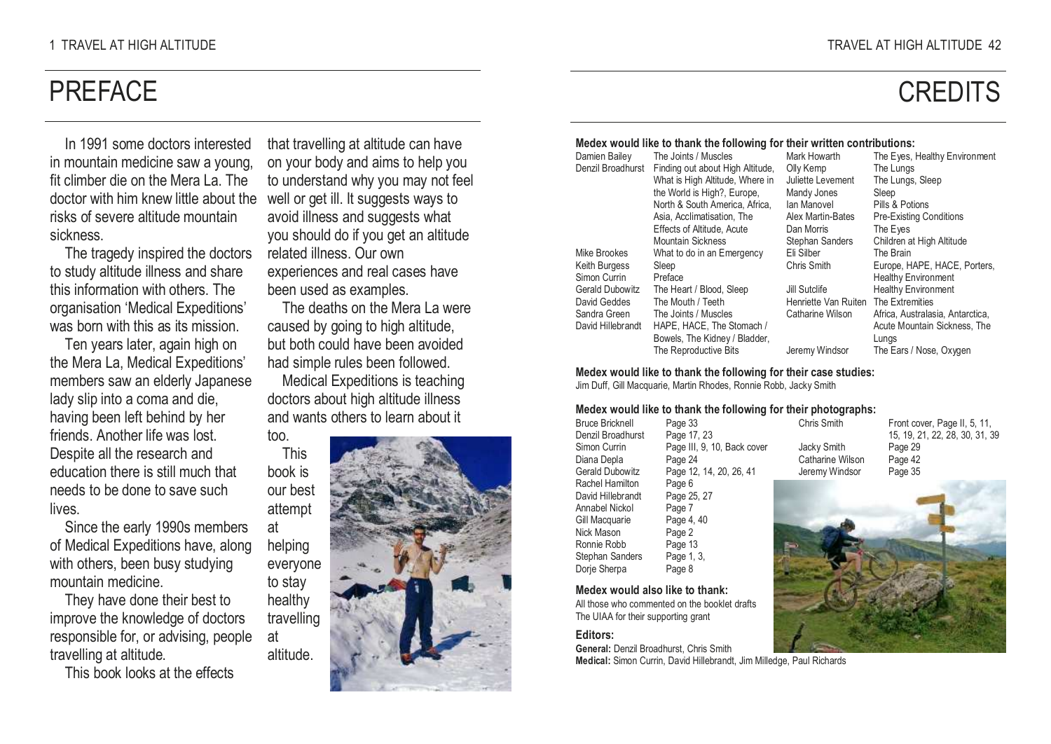# PREFACE

In 1991 some doctors interested in mountain medicine saw a young, fit climber die on the Mera La. The doctor with him knew little about the risks of severe altitude mountain sickness.

The tragedy inspired the doctors to study altitude illness and share this information with others. The organisation 'Medical Expeditions' was born with this as its mission.

Ten years later, again high on the Mera La, Medical Expeditions' members saw an elderly Japanese lady slip into a coma and die, having been left behind by her friends. Another life was lost. Despite all the research and education there is still much that needs to be done to save such lives.

Since the early 1990s members of Medical Expeditions have, along with others, been busy studying mountain medicine.

They have done their best to improve the knowledge of doctors responsible for, or advising, people travelling at altitude.

This book looks at the effects that travelling at altitude can have on your body and aims to help you to understand why you may not feel well or get ill. It suggests ways to avoid illness and suggests what you should do if you get an altitude related illness. Our own experiences and real cases have been used as examples.

The deaths on the Mera La were caused by going to high altitude, but both could have been avoided had simple rules been followed.

Medical Expeditions is teaching doctors about high altitude illness and wants others to learn about it too.

This book is our best attempt at helping everyone to stay healthy travelling at altitude.

# CREDITS

**Medex would like to thank the following for their written contributions:**

| Name | Contribution | Name | Contribution |
|---|---|---|---|
| Damien Bailey | The Joints / Muscles | Mark Howarth | The Eyes, Healthy Environment |
| Denzil Broadhurst | Finding out about High Altitude, What is High Altitude, Where in the World is High?, Europe, North & South America, Africa, Asia, Acclimatisation, The Effects of Altitude, Acute Mountain Sickness | Olly Kemp | The Lungs |
| | | Juliette Levement | The Lungs, Sleep |
| | | Mandy Jones | Sleep |
| | | Ian Manovel | Pills & Potions |
| | | Alex Martin-Bates | Pre-Existing Conditions |
| | | Dan Morris | The Eyes |
| | | Stephan Sanders | Children at High Altitude |
| Mike Brookes | What to do in an Emergency | Eli Silber | The Brain |
| Keith Burgess | Sleep | Chris Smith | Europe, HAPE, HACE, Porters, Healthy Environment |
| Simon Currin | Preface | | |
| Gerald Dubowitz | The Heart / Blood, Sleep | Jill Sutclife | Healthy Environment |
| David Geddes | The Mouth / Teeth | Henriette Van Ruiten | The Extremities |
| Sandra Green | The Joints / Muscles | Catharine Wilson | Africa, Australasia, Antarctica, Acute Mountain Sickness, The Lungs |
| David Hillebrandt | HAPE, HACE, The Stomach / Bowels, The Kidney / Bladder, The Reproductive Bits | Jeremy Windsor | The Ears / Nose, Oxygen |

**Medex would like to thank the following for their case studies:**
Jim Duff, Gill Macquarie, Martin Rhodes, Ronnie Robb, Jacky Smith

**Medex would like to thank the following for their photographs:**

| Name | Page | Name | Page |
|---|---|---|---|
| Bruce Bricknell | Page 33 | Chris Smith | Front cover, Page II, 5, 11, 15, 19, 21, 22, 28, 30, 31, 39 |
| Denzil Broadhurst | Page 17, 23 | | |
| Simon Currin | Page III, 9, 10, Back cover | Jacky Smith | Page 29 |
| Diana Depla | Page 24 | Catharine Wilson | Page 42 |
| Gerald Dubowitz | Page 12, 14, 20, 26, 41 | Jeremy Windsor | Page 35 |
| Rachel Hamilton | Page 6 | | |
| David Hillebrandt | Page 25, 27 | | |
| Annabel Nickol | Page 7 | | |
| Gill Macquarie | Page 4, 40 | | |
| Nick Mason | Page 2 | | |
| Ronnie Robb | Page 13 | | |
| Stephan Sanders | Page 1, 3, | | |
| Dorje Sherpa | Page 8 | | |

**Medex would also like to thank:**
All those who commented on the booklet drafts
The UIAA for their supporting grant

**Editors:**
**General:** Denzil Broadhurst, Chris Smith
**Medical:** Simon Currin, David Hillebrandt, Jim Milledge, Paul Richards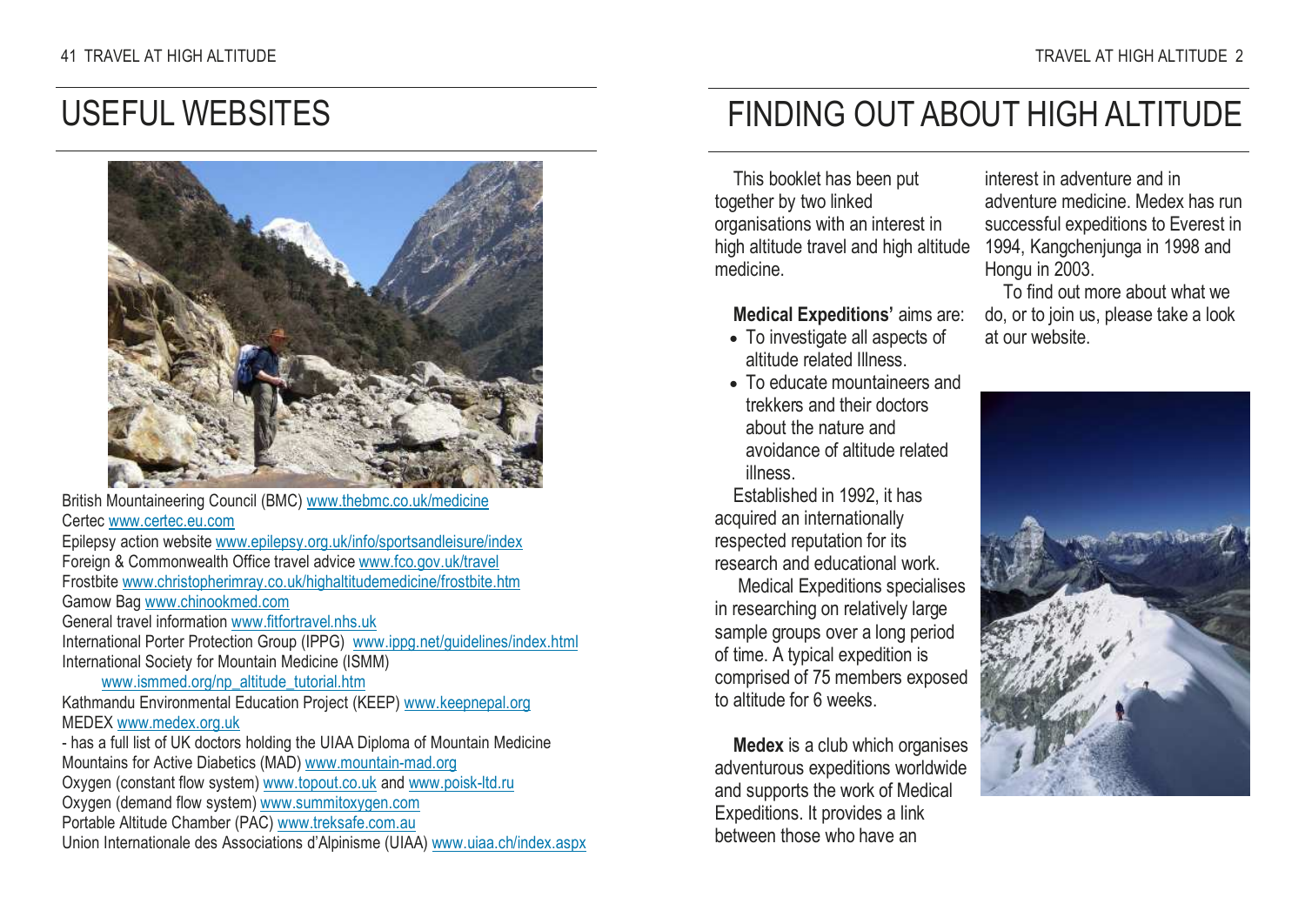# USEFUL WEBSITES

British Mountaineering Council (BMC) www.thebmc.co.uk/medicine
Certec www.certec.eu.com
Epilepsy action website www.epilepsy.org.uk/info/sportsandleisure/index
Foreign & Commonwealth Office travel advice www.fco.gov.uk/travel
Frostbite www.christopherimray.co.uk/highaltitudemedicine/frostbite.htm
Gamow Bag www.chinookmed.com
General travel information www.fitfortravel.nhs.uk
International Porter Protection Group (IPPG) www.ippg.net/guidelines/index.html
International Society for Mountain Medicine (ISMM)
www.ismmed.org/np_altitude_tutorial.htm
Kathmandu Environmental Education Project (KEEP) www.keepnepal.org
MEDEX www.medex.org.uk
- has a full list of UK doctors holding the UIAA Diploma of Mountain Medicine
Mountains for Active Diabetics (MAD) www.mountain-mad.org
Oxygen (constant flow system) www.topout.co.uk and www.poisk-ltd.ru
Oxygen (demand flow system) www.summitoxygen.com
Portable Altitude Chamber (PAC) www.treksafe.com.au
Union Internationale des Associations d'Alpinisme (UIAA) www.uiaa.ch/index.aspx

# FINDING OUT ABOUT HIGH ALTITUDE

This booklet has been put together by two linked organisations with an interest in high altitude travel and high altitude medicine.

**Medical Expeditions'** aims are:

- To investigate all aspects of altitude related Illness.
- To educate mountaineers and trekkers and their doctors about the nature and avoidance of altitude related illness.

Established in 1992, it has acquired an internationally respected reputation for its research and educational work.

Medical Expeditions specialises in researching on relatively large sample groups over a long period of time. A typical expedition is comprised of 75 members exposed to altitude for 6 weeks.

**Medex** is a club which organises adventurous expeditions worldwide and supports the work of Medical Expeditions. It provides a link between those who have an interest in adventure and in adventure medicine. Medex has run successful expeditions to Everest in 1994, Kangchenjunga in 1998 and Hongu in 2003.

To find out more about what we do, or to join us, please take a look at our website.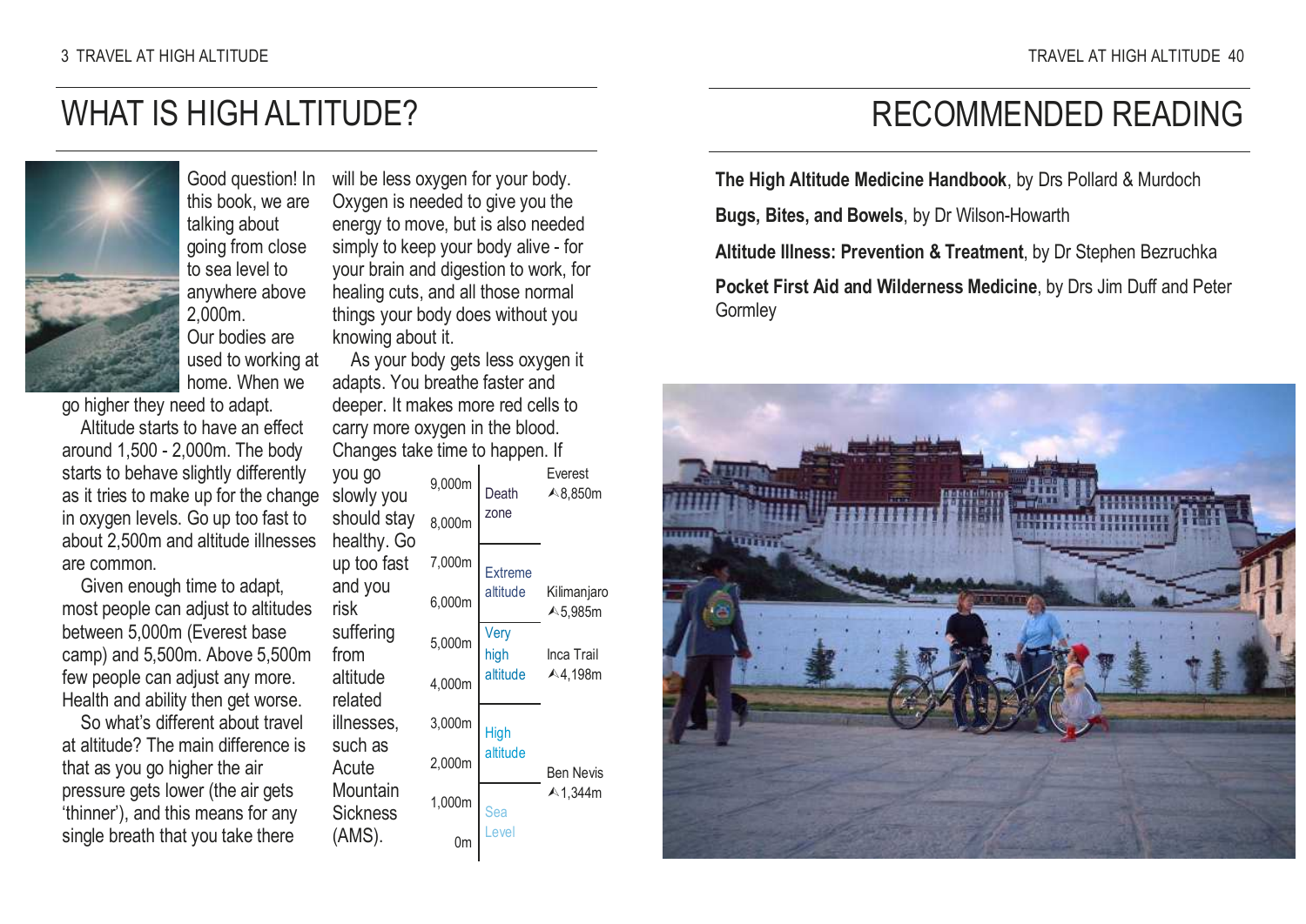# WHAT IS HIGH ALTITUDE?

Good question! In this book, we are talking about going from close to sea level to anywhere above 2,000m. Our bodies are used to working at home. When we go higher they need to adapt.

Altitude starts to have an effect around 1,500 - 2,000m. The body starts to behave slightly differently as it tries to make up for the change in oxygen levels. Go up too fast to about 2,500m and altitude illnesses are common.

Given enough time to adapt, most people can adjust to altitudes between 5,000m (Everest base camp) and 5,500m. Above 5,500m few people can adjust any more. Health and ability then get worse.

So what's different about travel at altitude? The main difference is that as you go higher the air pressure gets lower (the air gets 'thinner'), and this means for any single breath that you take there will be less oxygen for your body. Oxygen is needed to give you the energy to move, but is also needed simply to keep your body alive - for your brain and digestion to work, for healing cuts, and all those normal things your body does without you knowing about it.

As your body gets less oxygen it adapts. You breathe faster and deeper. It makes more red cells to carry more oxygen in the blood. Changes take time to happen. If you go slowly you should stay healthy. Go up too fast and you risk suffering from altitude related illnesses, such as Acute Mountain Sickness (AMS).

| Altitude | Zone | Example |
|---|---|---|
| 9,000m – 7,500m | Death zone | Everest 8,850m |
| 7,500m – 5,500m | Extreme altitude | Kilimanjaro 5,985m |
| 5,500m – 3,500m | Very high altitude | Inca Trail 4,198m |
| 3,500m – 1,500m | High altitude | Ben Nevis 1,344m |
| 1,500m – 0m | Sea Level | |

# RECOMMENDED READING

**The High Altitude Medicine Handbook**, by Drs Pollard & Murdoch

**Bugs, Bites, and Bowels**, by Dr Wilson-Howarth

**Altitude Illness: Prevention & Treatment**, by Dr Stephen Bezruchka

**Pocket First Aid and Wilderness Medicine**, by Drs Jim Duff and Peter Gormley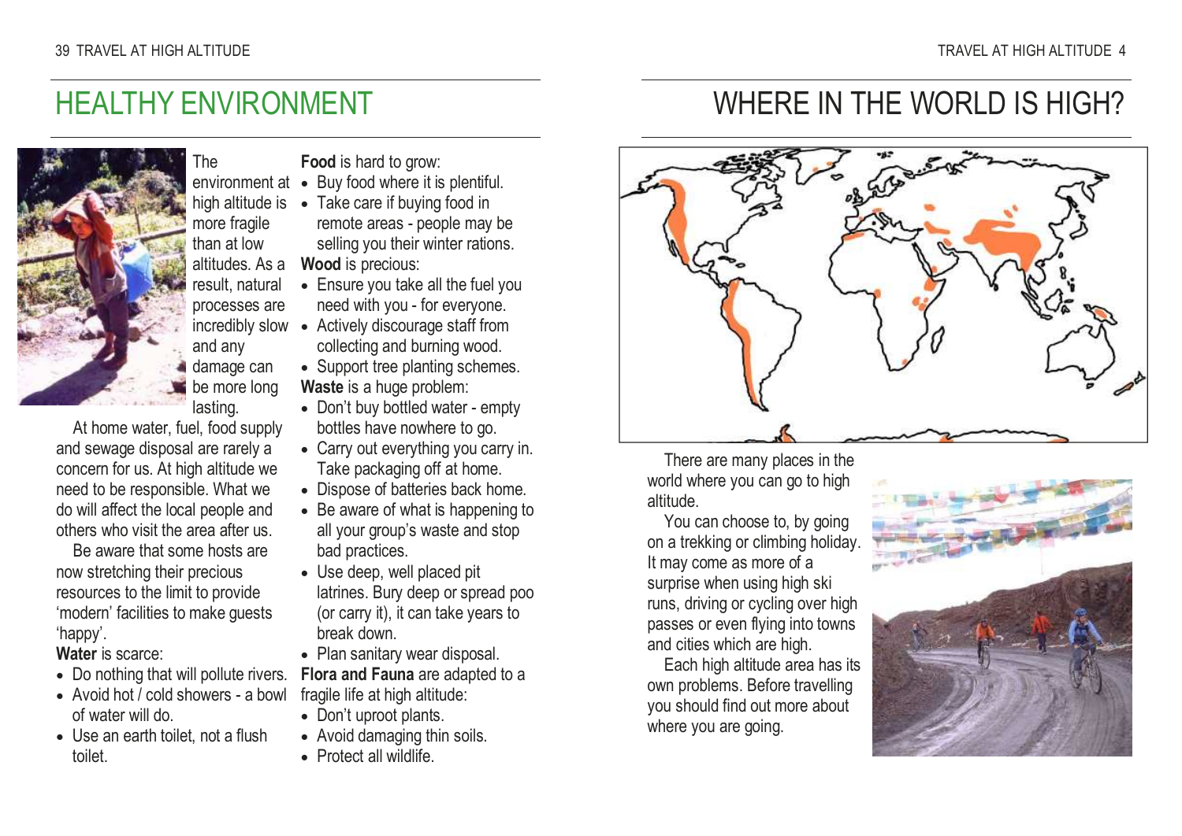# HEALTHY ENVIRONMENT

The environment at high altitude is more fragile than at low altitudes. As a result, natural processes are incredibly slow and any damage can be more long lasting.

At home water, fuel, food supply and sewage disposal are rarely a concern for us. At high altitude we need to be responsible. What we do will affect the local people and others who visit the area after us.

Be aware that some hosts are now stretching their precious resources to the limit to provide 'modern' facilities to make guests 'happy'.

**Water** is scarce:

- Do nothing that will pollute rivers.
- Avoid hot / cold showers - a bowl of water will do.
- Use an earth toilet, not a flush toilet.

**Food** is hard to grow:

- Buy food where it is plentiful.
- Take care if buying food in remote areas - people may be selling you their winter rations.

**Wood** is precious:

- Ensure you take all the fuel you need with you - for everyone.
- Actively discourage staff from collecting and burning wood.
- Support tree planting schemes.

**Waste** is a huge problem:

- Don't buy bottled water - empty bottles have nowhere to go.
- Carry out everything you carry in. Take packaging off at home.
- Dispose of batteries back home.
- Be aware of what is happening to all your group's waste and stop bad practices.
- Use deep, well placed pit latrines. Bury deep or spread poo (or carry it), it can take years to break down.
- Plan sanitary wear disposal.

**Flora and Fauna** are adapted to a fragile life at high altitude:

- Don't uproot plants.
- Avoid damaging thin soils.
- Protect all wildlife.

# WHERE IN THE WORLD IS HIGH?

There are many places in the world where you can go to high altitude.

You can choose to, by going on a trekking or climbing holiday. It may come as more of a surprise when using high ski runs, driving or cycling over high passes or even flying into towns and cities which are high.

Each high altitude area has its own problems. Before travelling you should find out more about where you are going.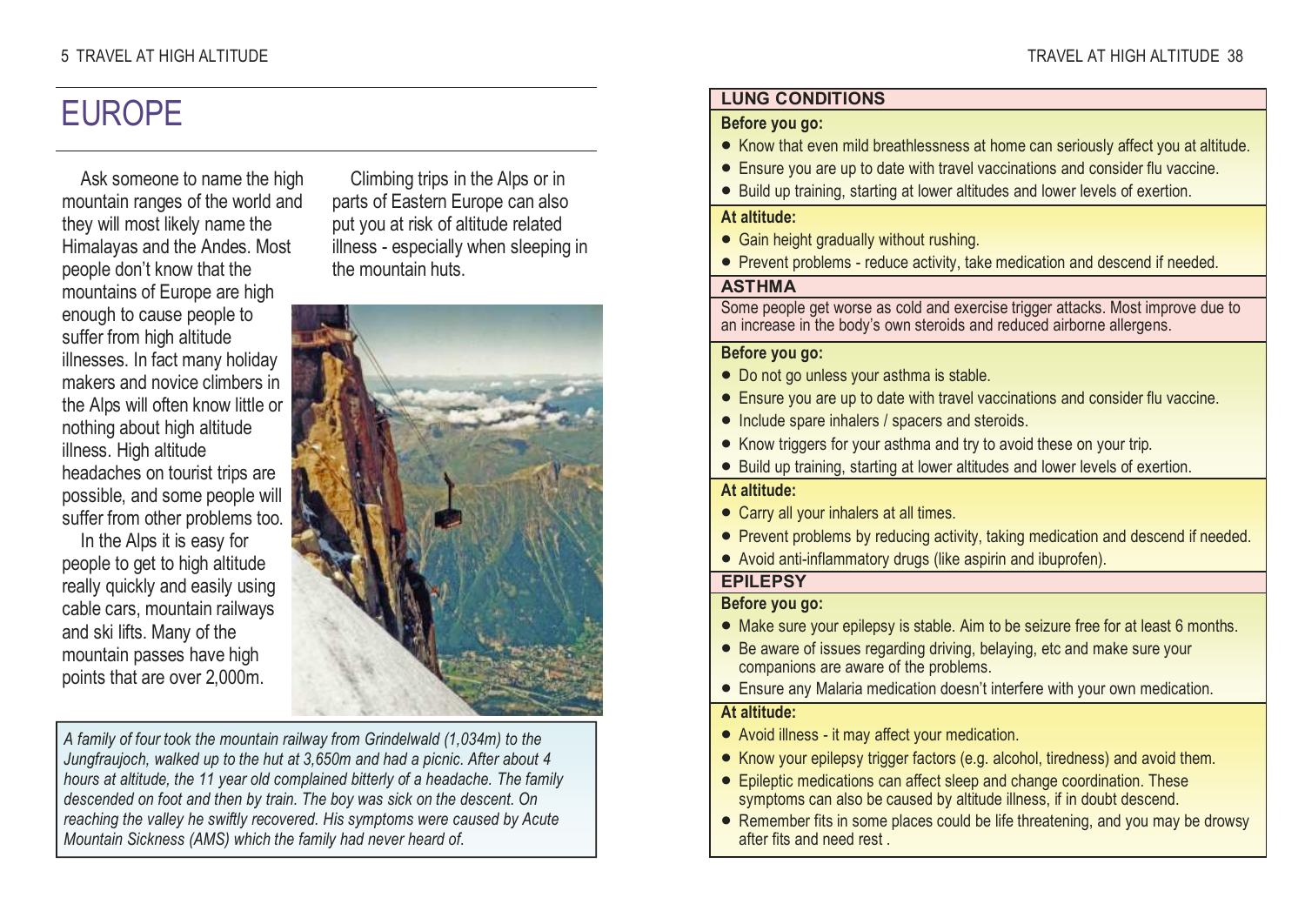# EUROPE

Ask someone to name the high mountain ranges of the world and they will most likely name the Himalayas and the Andes. Most people don't know that the mountains of Europe are high enough to cause people to suffer from high altitude illnesses. In fact many holiday makers and novice climbers in the Alps will often know little or nothing about high altitude illness. High altitude headaches on tourist trips are possible, and some people will suffer from other problems too.

In the Alps it is easy for people to get to high altitude really quickly and easily using cable cars, mountain railways and ski lifts. Many of the mountain passes have high points that are over 2,000m.

Climbing trips in the Alps or in parts of Eastern Europe can also put you at risk of altitude related illness - especially when sleeping in the mountain huts.

*A family of four took the mountain railway from Grindelwald (1,034m) to the Jungfraujoch, walked up to the hut at 3,650m and had a picnic. After about 4 hours at altitude, the 11 year old complained bitterly of a headache. The family descended on foot and then by train. The boy was sick on the descent. On reaching the valley he swiftly recovered. His symptoms were caused by Acute Mountain Sickness (AMS) which the family had never heard of.*

## LUNG CONDITIONS

**Before you go:**

- Know that even mild breathlessness at home can seriously affect you at altitude.
- Ensure you are up to date with travel vaccinations and consider flu vaccine.
- Build up training, starting at lower altitudes and lower levels of exertion.

**At altitude:**

- Gain height gradually without rushing.
- Prevent problems - reduce activity, take medication and descend if needed.

## ASTHMA

Some people get worse as cold and exercise trigger attacks. Most improve due to an increase in the body's own steroids and reduced airborne allergens.

**Before you go:**

- Do not go unless your asthma is stable.
- Ensure you are up to date with travel vaccinations and consider flu vaccine.
- Include spare inhalers / spacers and steroids.
- Know triggers for your asthma and try to avoid these on your trip.
- Build up training, starting at lower altitudes and lower levels of exertion.

**At altitude:**

- Carry all your inhalers at all times.
- Prevent problems by reducing activity, taking medication and descend if needed.
- Avoid anti-inflammatory drugs (like aspirin and ibuprofen).

## EPILEPSY

**Before you go:**

- Make sure your epilepsy is stable. Aim to be seizure free for at least 6 months.
- Be aware of issues regarding driving, belaying, etc and make sure your companions are aware of the problems.
- Ensure any Malaria medication doesn't interfere with your own medication.

**At altitude:**

- Avoid illness - it may affect your medication.
- Know your epilepsy trigger factors (e.g. alcohol, tiredness) and avoid them.
- Epileptic medications can affect sleep and change coordination. These symptoms can also be caused by altitude illness, if in doubt descend.
- Remember fits in some places could be life threatening, and you may be drowsy after fits and need rest .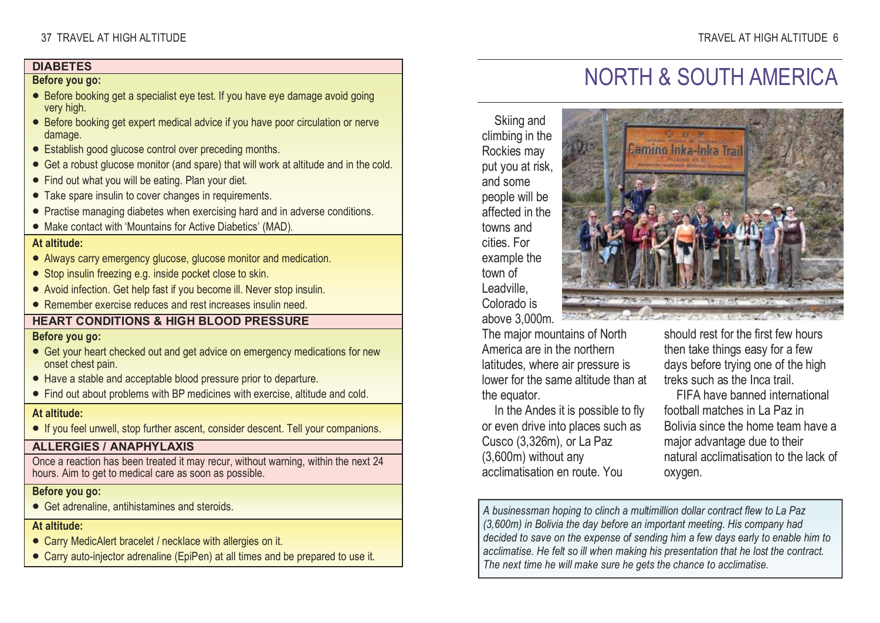## DIABETES

**Before you go:**

- Before booking get a specialist eye test. If you have eye damage avoid going very high.
- Before booking get expert medical advice if you have poor circulation or nerve damage.
- Establish good glucose control over preceding months.
- Get a robust glucose monitor (and spare) that will work at altitude and in the cold.
- Find out what you will be eating. Plan your diet.
- Take spare insulin to cover changes in requirements.
- Practise managing diabetes when exercising hard and in adverse conditions.
- Make contact with 'Mountains for Active Diabetics' (MAD).

**At altitude:**

- Always carry emergency glucose, glucose monitor and medication.
- Stop insulin freezing e.g. inside pocket close to skin.
- Avoid infection. Get help fast if you become ill. Never stop insulin.
- Remember exercise reduces and rest increases insulin need.

## HEART CONDITIONS & HIGH BLOOD PRESSURE

**Before you go:**

- Get your heart checked out and get advice on emergency medications for new onset chest pain.
- Have a stable and acceptable blood pressure prior to departure.
- Find out about problems with BP medicines with exercise, altitude and cold.

**At altitude:**

- If you feel unwell, stop further ascent, consider descent. Tell your companions.

## ALLERGIES / ANAPHYLAXIS

Once a reaction has been treated it may recur, without warning, within the next 24 hours. Aim to get to medical care as soon as possible.

**Before you go:**

- Get adrenaline, antihistamines and steroids.

**At altitude:**

- Carry MedicAlert bracelet / necklace with allergies on it.
- Carry auto-injector adrenaline (EpiPen) at all times and be prepared to use it.

# NORTH & SOUTH AMERICA

Skiing and climbing in the Rockies may put you at risk, and some people will be affected in the towns and cities. For example the town of Leadville, Colorado is above 3,000m. The major mountains of North America are in the northern latitudes, where air pressure is lower for the same altitude than at the equator.

In the Andes it is possible to fly or even drive into places such as Cusco (3,326m), or La Paz (3,600m) without any acclimatisation en route. You should rest for the first few hours then take things easy for a few days before trying one of the high treks such as the Inca trail.

FIFA have banned international football matches in La Paz in Bolivia since the home team have a major advantage due to their natural acclimatisation to the lack of oxygen.

*A businessman hoping to clinch a multimillion dollar contract flew to La Paz (3,600m) in Bolivia the day before an important meeting. His company had decided to save on the expense of sending him a few days early to enable him to acclimatise. He felt so ill when making his presentation that he lost the contract. The next time he will make sure he gets the chance to acclimatise.*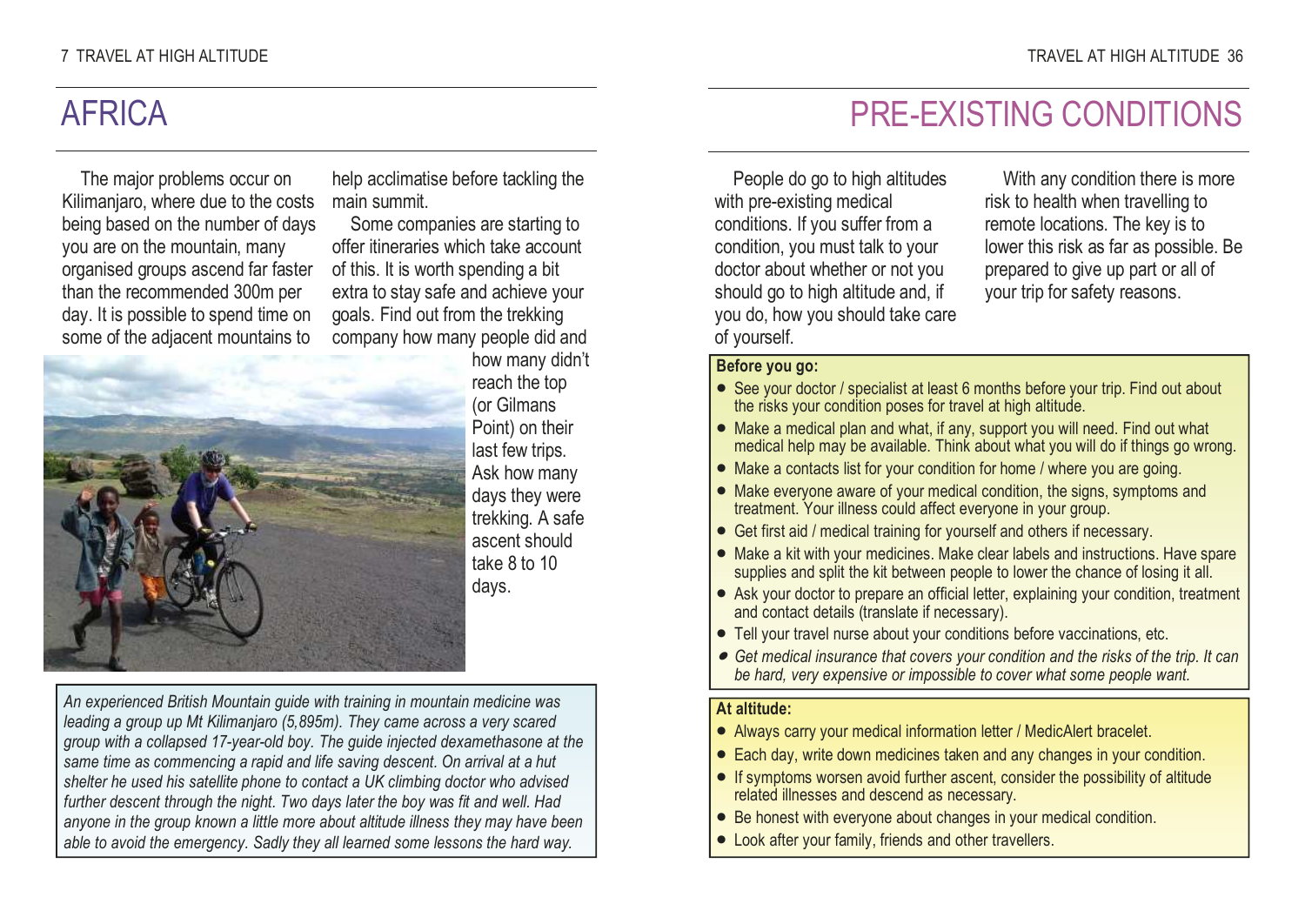# AFRICA

The major problems occur on Kilimanjaro, where due to the costs being based on the number of days you are on the mountain, many organised groups ascend far faster than the recommended 300m per day. It is possible to spend time on some of the adjacent mountains to help acclimatise before tackling the main summit.

Some companies are starting to offer itineraries which take account of this. It is worth spending a bit extra to stay safe and achieve your goals. Find out from the trekking company how many people did and how many didn't reach the top (or Gilmans Point) on their last few trips. Ask how many days they were trekking. A safe ascent should take 8 to 10 days.

*An experienced British Mountain guide with training in mountain medicine was leading a group up Mt Kilimanjaro (5,895m). They came across a very scared group with a collapsed 17-year-old boy. The guide injected dexamethasone at the same time as commencing a rapid and life saving descent. On arrival at a hut shelter he used his satellite phone to contact a UK climbing doctor who advised further descent through the night. Two days later the boy was fit and well. Had anyone in the group known a little more about altitude illness they may have been able to avoid the emergency. Sadly they all learned some lessons the hard way.*

# PRE-EXISTING CONDITIONS

People do go to high altitudes with pre-existing medical conditions. If you suffer from a condition, you must talk to your doctor about whether or not you should go to high altitude and, if you do, how you should take care of yourself.

With any condition there is more risk to health when travelling to remote locations. The key is to lower this risk as far as possible. Be prepared to give up part or all of your trip for safety reasons.

**Before you go:**

- See your doctor / specialist at least 6 months before your trip. Find out about the risks your condition poses for travel at high altitude.
- Make a medical plan and what, if any, support you will need. Find out what medical help may be available. Think about what you will do if things go wrong.
- Make a contacts list for your condition for home / where you are going.
- Make everyone aware of your medical condition, the signs, symptoms and treatment. Your illness could affect everyone in your group.
- Get first aid / medical training for yourself and others if necessary.
- Make a kit with your medicines. Make clear labels and instructions. Have spare supplies and split the kit between people to lower the chance of losing it all.
- Ask your doctor to prepare an official letter, explaining your condition, treatment and contact details (translate if necessary).
- Tell your travel nurse about your conditions before vaccinations, etc.
- *Get medical insurance that covers your condition and the risks of the trip. It can be hard, very expensive or impossible to cover what some people want.*

**At altitude:**

- Always carry your medical information letter / MedicAlert bracelet.
- Each day, write down medicines taken and any changes in your condition.
- If symptoms worsen avoid further ascent, consider the possibility of altitude related illnesses and descend as necessary.
- Be honest with everyone about changes in your medical condition.
- Look after your family, friends and other travellers.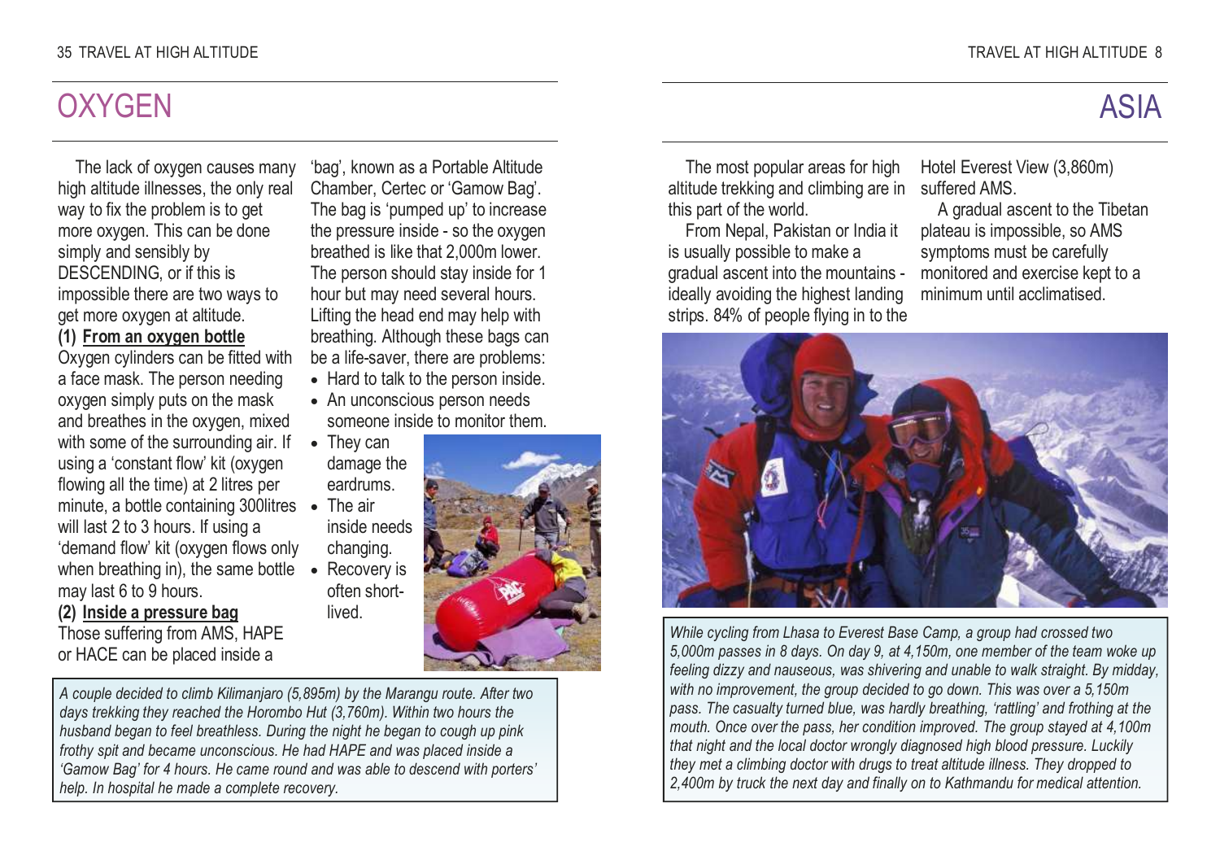# OXYGEN

The lack of oxygen causes many high altitude illnesses, the only real way to fix the problem is to get more oxygen. This can be done simply and sensibly by DESCENDING, or if this is impossible there are two ways to get more oxygen at altitude.

**(1) From an oxygen bottle**

Oxygen cylinders can be fitted with a face mask. The person needing oxygen simply puts on the mask and breathes in the oxygen, mixed with some of the surrounding air. If using a 'constant flow' kit (oxygen flowing all the time) at 2 litres per minute, a bottle containing 300litres will last 2 to 3 hours. If using a 'demand flow' kit (oxygen flows only when breathing in), the same bottle may last 6 to 9 hours.

**(2) Inside a pressure bag**

Those suffering from AMS, HAPE or HACE can be placed inside a 'bag', known as a Portable Altitude Chamber, Certec or 'Gamow Bag'. The bag is 'pumped up' to increase the pressure inside - so the oxygen breathed is like that 2,000m lower. The person should stay inside for 1 hour but may need several hours. Lifting the head end may help with breathing. Although these bags can be a life-saver, there are problems:

- Hard to talk to the person inside.
- An unconscious person needs someone inside to monitor them.
- They can damage the eardrums.
- The air inside needs changing.
- Recovery is often short-lived.

*A couple decided to climb Kilimanjaro (5,895m) by the Marangu route. After two days trekking they reached the Horombo Hut (3,760m). Within two hours the husband began to feel breathless. During the night he began to cough up pink frothy spit and became unconscious. He had HAPE and was placed inside a 'Gamow Bag' for 4 hours. He came round and was able to descend with porters' help. In hospital he made a complete recovery.*

# ASIA

The most popular areas for high altitude trekking and climbing are in this part of the world.

From Nepal, Pakistan or India it is usually possible to make a gradual ascent into the mountains - ideally avoiding the highest landing strips. 84% of people flying in to the Hotel Everest View (3,860m) suffered AMS.

A gradual ascent to the Tibetan plateau is impossible, so AMS symptoms must be carefully monitored and exercise kept to a minimum until acclimatised.

*While cycling from Lhasa to Everest Base Camp, a group had crossed two 5,000m passes in 8 days. On day 9, at 4,150m, one member of the team woke up feeling dizzy and nauseous, was shivering and unable to walk straight. By midday, with no improvement, the group decided to go down. This was over a 5,150m pass. The casualty turned blue, was hardly breathing, 'rattling' and frothing at the mouth. Once over the pass, her condition improved. The group stayed at 4,100m that night and the local doctor wrongly diagnosed high blood pressure. Luckily they met a climbing doctor with drugs to treat altitude illness. They dropped to 2,400m by truck the next day and finally on to Kathmandu for medical attention.*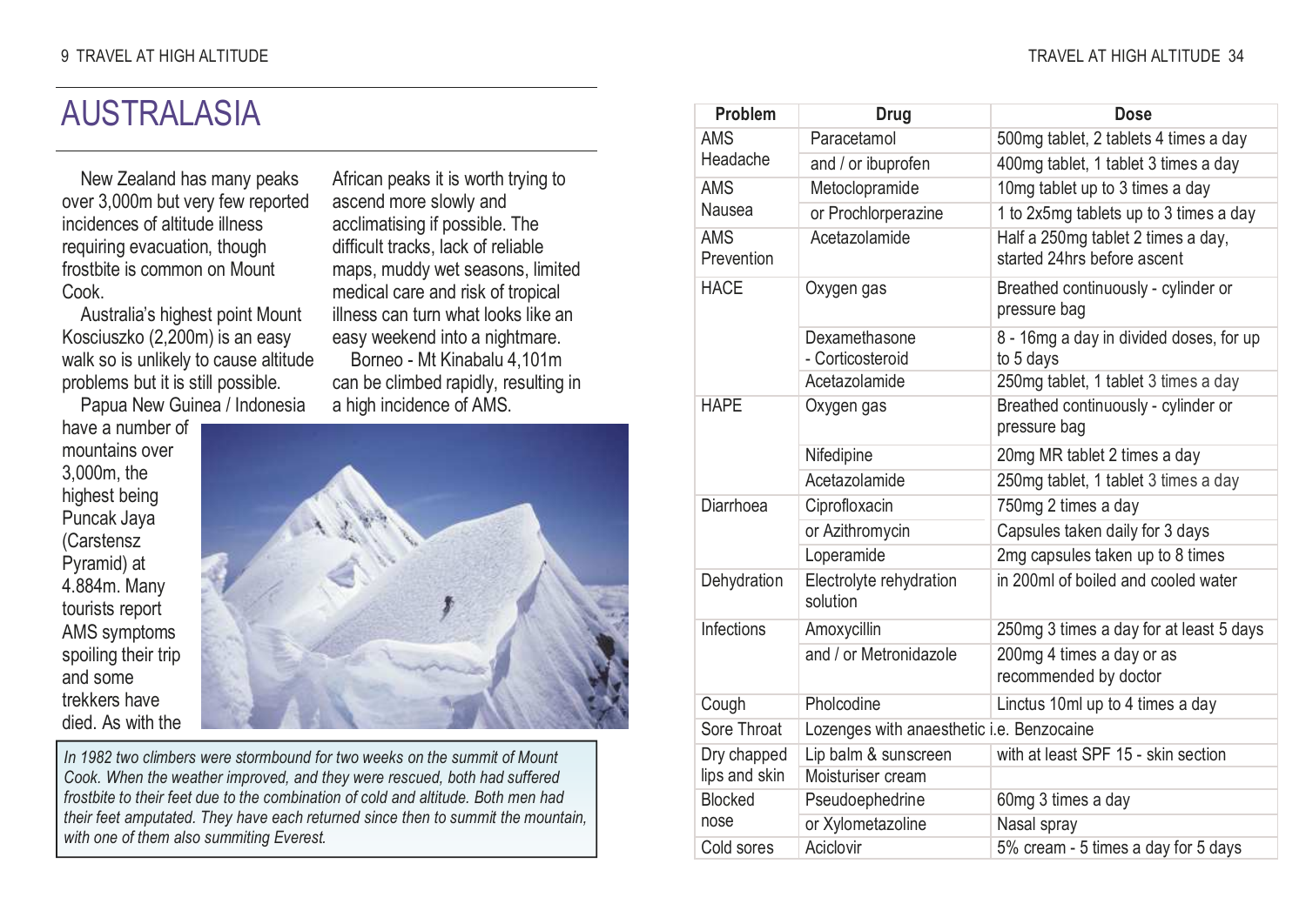# AUSTRALASIA

New Zealand has many peaks over 3,000m but very few reported incidences of altitude illness requiring evacuation, though frostbite is common on Mount Cook.

Australia's highest point Mount Kosciuszko (2,200m) is an easy walk so is unlikely to cause altitude problems but it is still possible.

Papua New Guinea / Indonesia have a number of mountains over 3,000m, the highest being Puncak Jaya (Carstensz Pyramid) at 4.884m. Many tourists report AMS symptoms spoiling their trip and some trekkers have died. As with the African peaks it is worth trying to ascend more slowly and acclimatising if possible. The difficult tracks, lack of reliable maps, muddy wet seasons, limited medical care and risk of tropical illness can turn what looks like an easy weekend into a nightmare.

Borneo - Mt Kinabalu 4,101m can be climbed rapidly, resulting in a high incidence of AMS.

*In 1982 two climbers were stormbound for two weeks on the summit of Mount Cook. When the weather improved, and they were rescued, both had suffered frostbite to their feet due to the combination of cold and altitude. Both men had their feet amputated. They have each returned since then to summit the mountain, with one of them also summiting Everest.*

| Problem | Drug | Dose |
|---|---|---|
| AMS Headache | Paracetamol | 500mg tablet, 2 tablets 4 times a day |
| | and / or ibuprofen | 400mg tablet, 1 tablet 3 times a day |
| AMS Nausea | Metoclopramide | 10mg tablet up to 3 times a day |
| | or Prochlorperazine | 1 to 2x5mg tablets up to 3 times a day |
| AMS Prevention | Acetazolamide | Half a 250mg tablet 2 times a day, started 24hrs before ascent |
| HACE | Oxygen gas | Breathed continuously - cylinder or pressure bag |
| | Dexamethasone - Corticosteroid | 8 - 16mg a day in divided doses, for up to 5 days |
| | Acetazolamide | 250mg tablet, 1 tablet 3 times a day |
| HAPE | Oxygen gas | Breathed continuously - cylinder or pressure bag |
| | Nifedipine | 20mg MR tablet 2 times a day |
| | Acetazolamide | 250mg tablet, 1 tablet 3 times a day |
| Diarrhoea | Ciprofloxacin | 750mg 2 times a day |
| | or Azithromycin | Capsules taken daily for 3 days |
| | Loperamide | 2mg capsules taken up to 8 times |
| Dehydration | Electrolyte rehydration solution | in 200ml of boiled and cooled water |
| Infections | Amoxycillin | 250mg 3 times a day for at least 5 days |
| | and / or Metronidazole | 200mg 4 times a day or as recommended by doctor |
| Cough | Pholcodine | Linctus 10ml up to 4 times a day |
| Sore Throat | Lozenges with anaesthetic i.e. Benzocaine | |
| Dry chapped lips and skin | Lip balm & sunscreen | with at least SPF 15 - skin section |
| | Moisturiser cream | |
| Blocked nose | Pseudoephedrine | 60mg 3 times a day |
| | or Xylometazoline | Nasal spray |
| Cold sores | Aciclovir | 5% cream - 5 times a day for 5 days |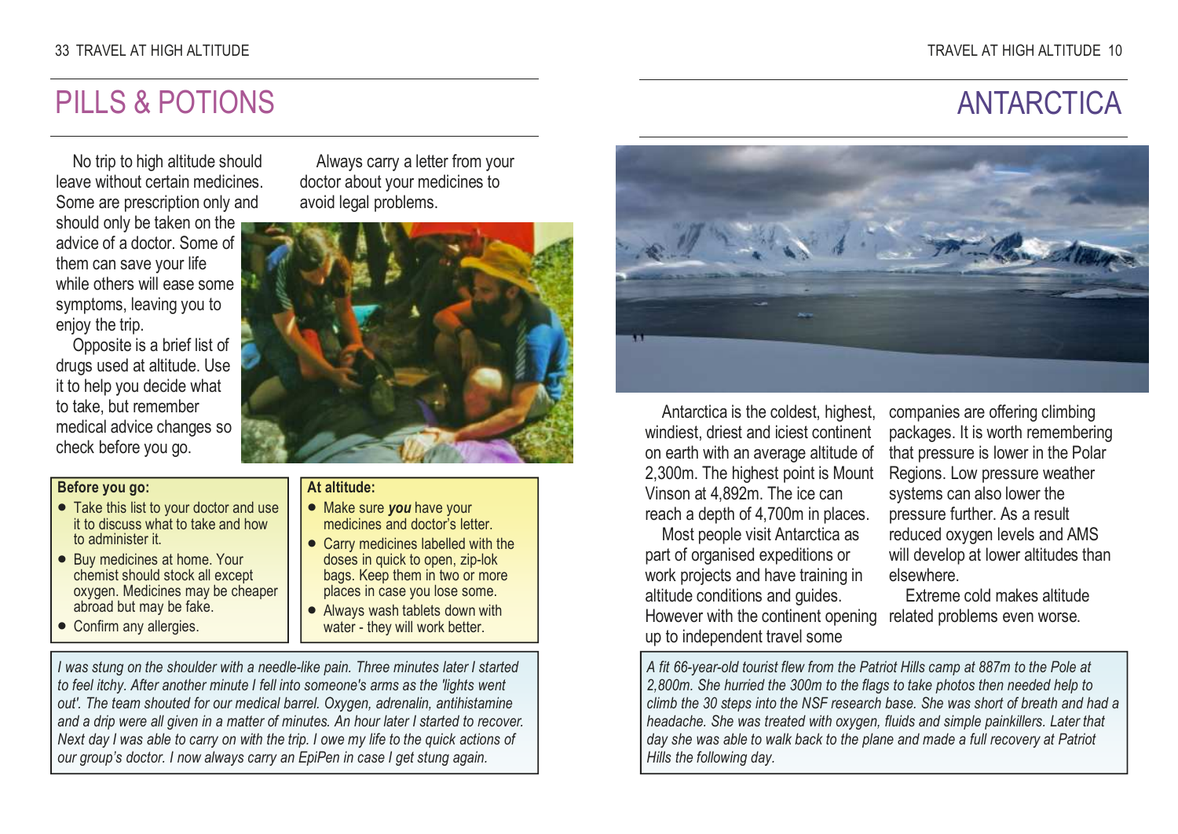# PILLS & POTIONS

No trip to high altitude should leave without certain medicines. Some are prescription only and should only be taken on the advice of a doctor. Some of them can save your life while others will ease some symptoms, leaving you to enjoy the trip.

Opposite is a brief list of drugs used at altitude. Use it to help you decide what to take, but remember medical advice changes so check before you go.

Always carry a letter from your doctor about your medicines to avoid legal problems.

**Before you go:**

- Take this list to your doctor and use it to discuss what to take and how to administer it.
- Buy medicines at home. Your chemist should stock all except oxygen. Medicines may be cheaper abroad but may be fake.
- Confirm any allergies.

**At altitude:**

- Make sure ***you*** have your medicines and doctor's letter.
- Carry medicines labelled with the doses in quick to open, zip-lok bags. Keep them in two or more places in case you lose some.
- Always wash tablets down with water - they will work better.

*I was stung on the shoulder with a needle-like pain. Three minutes later I started to feel itchy. After another minute I fell into someone's arms as the 'lights went out'. The team shouted for our medical barrel. Oxygen, adrenalin, antihistamine and a drip were all given in a matter of minutes. An hour later I started to recover. Next day I was able to carry on with the trip. I owe my life to the quick actions of our group's doctor. I now always carry an EpiPen in case I get stung again.*

# ANTARCTICA

Antarctica is the coldest, highest, windiest, driest and iciest continent on earth with an average altitude of 2,300m. The highest point is Mount Vinson at 4,892m. The ice can reach a depth of 4,700m in places.

Most people visit Antarctica as part of organised expeditions or work projects and have training in altitude conditions and guides. However with the continent opening up to independent travel some companies are offering climbing packages. It is worth remembering that pressure is lower in the Polar Regions. Low pressure weather systems can also lower the pressure further. As a result reduced oxygen levels and AMS will develop at lower altitudes than elsewhere.

Extreme cold makes altitude related problems even worse.

*A fit 66-year-old tourist flew from the Patriot Hills camp at 887m to the Pole at 2,800m. She hurried the 300m to the flags to take photos then needed help to climb the 30 steps into the NSF research base. She was short of breath and had a headache. She was treated with oxygen, fluids and simple painkillers. Later that day she was able to walk back to the plane and made a full recovery at Patriot Hills the following day.*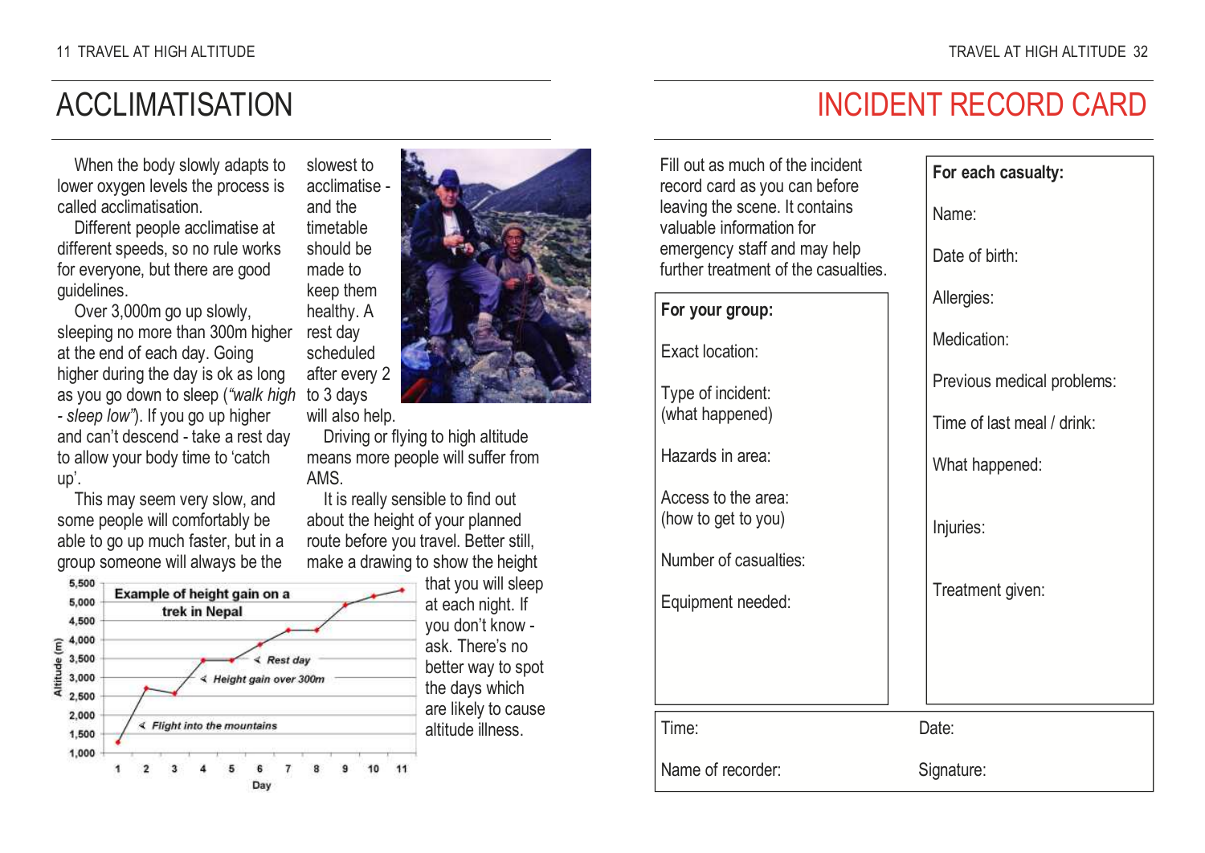# ACCLIMATISATION

When the body slowly adapts to lower oxygen levels the process is called acclimatisation.

Different people acclimatise at different speeds, so no rule works for everyone, but there are good guidelines.

Over 3,000m go up slowly, sleeping no more than 300m higher at the end of each day. Going higher during the day is ok as long as you go down to sleep (*"walk high - sleep low"*). If you go up higher and can't descend - take a rest day to allow your body time to 'catch up'.

This may seem very slow, and some people will comfortably be able to go up much faster, but in a group someone will always be the slowest to acclimatise - and the timetable should be made to keep them healthy. A rest day scheduled after every 2 to 3 days will also help.

Driving or flying to high altitude means more people will suffer from AMS.

It is really sensible to find out about the height of your planned route before you travel. Better still, make a drawing to show the height that you will sleep at each night. If you don't know - ask. There's no better way to spot the days which are likely to cause altitude illness.

**Example of height gain on a trek in Nepal**

Altitude (m) vs Day (1–11). Annotations: Flight into the mountains; Height gain over 300m; Rest day.

# INCIDENT RECORD CARD

Fill out as much of the incident record card as you can before leaving the scene. It contains valuable information for emergency staff and may help further treatment of the casualties.

**For your group:**

Exact location:

Type of incident:
(what happened)

Hazards in area:

Access to the area:
(how to get to you)

Number of casualties:

Equipment needed:

**For each casualty:**

Name:

Date of birth:

Allergies:

Medication:

Previous medical problems:

Time of last meal / drink:

What happened:

Injuries:

Treatment given:

Time: Date:

Name of recorder: Signature: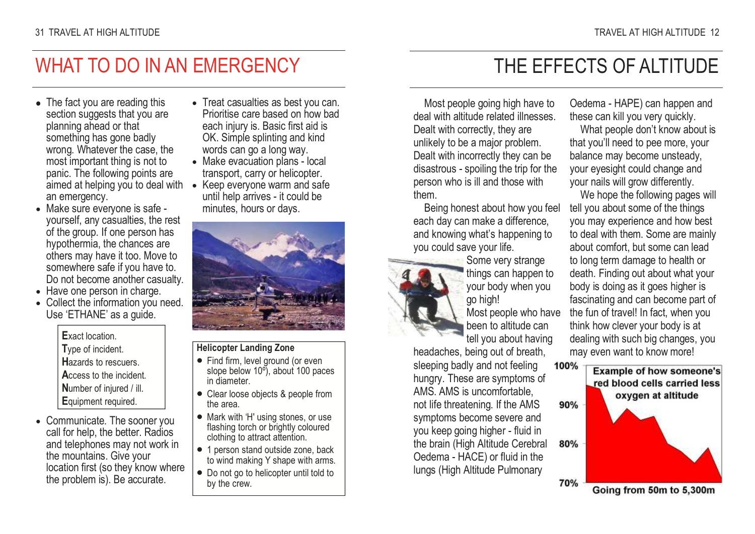# WHAT TO DO IN AN EMERGENCY

- The fact you are reading this section suggests that you are planning ahead or that something has gone badly wrong. Whatever the case, the most important thing is not to panic. The following points are aimed at helping you to deal with an emergency.
- Make sure everyone is safe - yourself, any casualties, the rest of the group. If one person has hypothermia, the chances are others may have it too. Move to somewhere safe if you have to. Do not become another casualty.
- Have one person in charge.
- Collect the information you need. Use 'ETHANE' as a guide.

> **E**xact location.
> **T**ype of incident.
> **H**azards to rescuers.
> **A**ccess to the incident.
> **N**umber of injured / ill.
> **E**quipment required.

- Communicate. The sooner you call for help, the better. Radios and telephones may not work in the mountains. Give your location first (so they know where the problem is). Be accurate.
- Treat casualties as best you can. Prioritise care based on how bad each injury is. Basic first aid is OK. Simple splinting and kind words can go a long way.
- Make evacuation plans - local transport, carry or helicopter.
- Keep everyone warm and safe until help arrives - it could be minutes, hours or days.

**Helicopter Landing Zone**

- Find firm, level ground (or even slope below 10°), about 100 paces in diameter.
- Clear loose objects & people from the area.
- Mark with 'H' using stones, or use flashing torch or brightly coloured clothing to attract attention.
- 1 person stand outside zone, back to wind making Y shape with arms.
- Do not go to helicopter until told to by the crew.

# THE EFFECTS OF ALTITUDE

Most people going high have to deal with altitude related illnesses. Dealt with correctly, they are unlikely to be a major problem. Dealt with incorrectly they can be disastrous - spoiling the trip for the person who is ill and those with them.

Being honest about how you feel each day can make a difference, and knowing what's happening to you could save your life.

Some very strange things can happen to your body when you go high!

Most people who have been to altitude can tell you about having headaches, being out of breath, sleeping badly and not feeling hungry. These are symptoms of AMS. AMS is uncomfortable, not life threatening. If the AMS symptoms become severe and you keep going higher - fluid in the brain (High Altitude Cerebral Oedema - HACE) or fluid in the lungs (High Altitude Pulmonary Oedema - HAPE) can happen and these can kill you very quickly.

What people don't know about is that you'll need to pee more, your balance may become unsteady, your eyesight could change and your nails will grow differently.

We hope the following pages will tell you about some of the things you may experience and how best to deal with them. Some are mainly about comfort, but some can lead to long term damage to health or death. Finding out about what your body is doing as it goes higher is fascinating and can become part of the fun of travel! In fact, when you think how clever your body is at dealing with such big changes, you may even want to know more!

**Example of how someone's red blood cells carried less oxygen at altitude**

100% · 90% · 80% · 70%

Going from 50m to 5,300m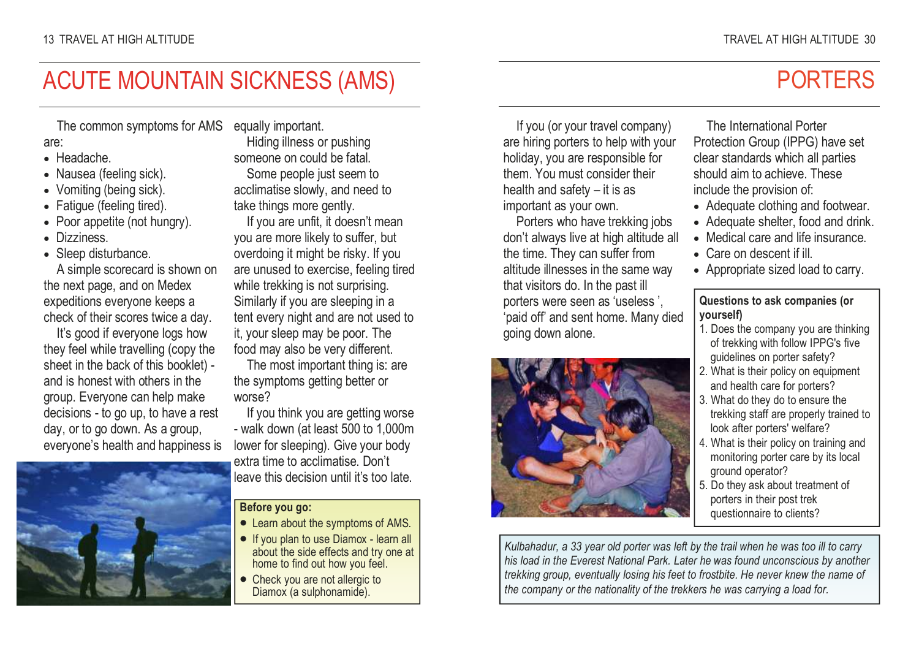# ACUTE MOUNTAIN SICKNESS (AMS)

The common symptoms for AMS are:

- Headache.
- Nausea (feeling sick).
- Vomiting (being sick).
- Fatigue (feeling tired).
- Poor appetite (not hungry).
- Dizziness.
- Sleep disturbance.

A simple scorecard is shown on the next page, and on Medex expeditions everyone keeps a check of their scores twice a day.

It's good if everyone logs how they feel while travelling (copy the sheet in the back of this booklet) - and is honest with others in the group. Everyone can help make decisions - to go up, to have a rest day, or to go down. As a group, everyone's health and happiness is equally important.

Hiding illness or pushing someone on could be fatal.

Some people just seem to acclimatise slowly, and need to take things more gently.

If you are unfit, it doesn't mean you are more likely to suffer, but overdoing it might be risky. If you are unused to exercise, feeling tired while trekking is not surprising. Similarly if you are sleeping in a tent every night and are not used to it, your sleep may be poor. The food may also be very different.

The most important thing is: are the symptoms getting better or worse?

If you think you are getting worse - walk down (at least 500 to 1,000m lower for sleeping). Give your body extra time to acclimatise. Don't leave this decision until it's too late.

**Before you go:**

- Learn about the symptoms of AMS.
- If you plan to use Diamox - learn all about the side effects and try one at home to find out how you feel.
- Check you are not allergic to Diamox (a sulphonamide).

# PORTERS

If you (or your travel company) are hiring porters to help with your holiday, you are responsible for them. You must consider their health and safety – it is as important as your own.

Porters who have trekking jobs don't always live at high altitude all the time. They can suffer from altitude illnesses in the same way that visitors do. In the past ill porters were seen as 'useless ', 'paid off' and sent home. Many died going down alone.

The International Porter Protection Group (IPPG) have set clear standards which all parties should aim to achieve. These include the provision of:

- Adequate clothing and footwear.
- Adequate shelter, food and drink.
- Medical care and life insurance.
- Care on descent if ill.
- Appropriate sized load to carry.

**Questions to ask companies (or yourself)**

1. Does the company you are thinking of trekking with follow IPPG's five guidelines on porter safety?
2. What is their policy on equipment and health care for porters?
3. What do they do to ensure the trekking staff are properly trained to look after porters' welfare?
4. What is their policy on training and monitoring porter care by its local ground operator?
5. Do they ask about treatment of porters in their post trek questionnaire to clients?

*Kulbahadur, a 33 year old porter was left by the trail when he was too ill to carry his load in the Everest National Park. Later he was found unconscious by another trekking group, eventually losing his feet to frostbite. He never knew the name of the company or the nationality of the trekkers he was carrying a load for.*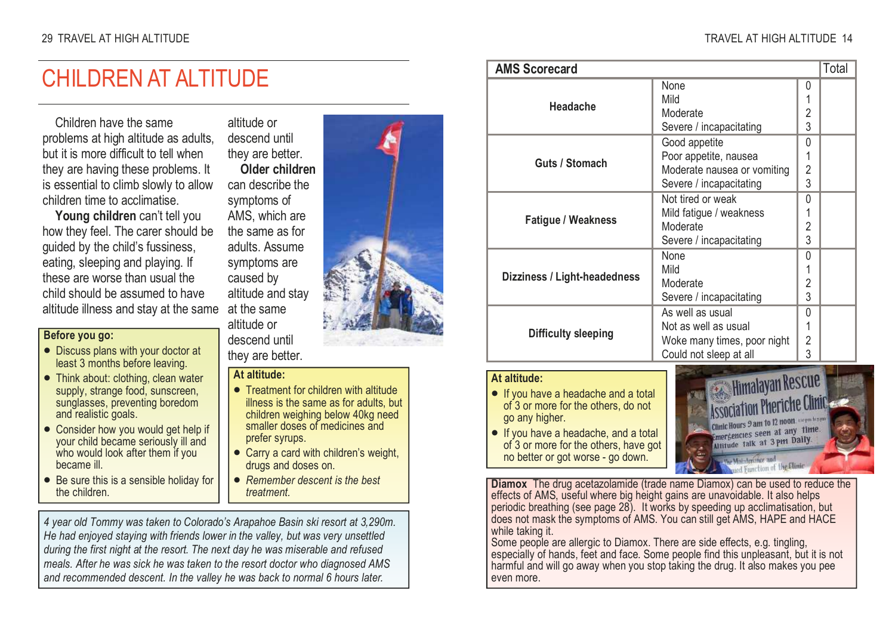# CHILDREN AT ALTITUDE

Children have the same problems at high altitude as adults, but it is more difficult to tell when they are having these problems. It is essential to climb slowly to allow children time to acclimatise.

**Young children** can't tell you how they feel. The carer should be guided by the child's fussiness, eating, sleeping and playing. If these are worse than usual the child should be assumed to have altitude illness and stay at the same altitude or descend until they are better.

**Older children** can describe the symptoms of AMS, which are the same as for adults. Assume symptoms are caused by altitude and stay at the same altitude or descend until they are better.

**Before you go:**

- Discuss plans with your doctor at least 3 months before leaving.
- Think about: clothing, clean water supply, strange food, sunscreen, sunglasses, preventing boredom and realistic goals.
- Consider how you would get help if your child became seriously ill and who would look after them if you became ill.
- Be sure this is a sensible holiday for the children.

**At altitude:**

- Treatment for children with altitude illness is the same as for adults, but children weighing below 40kg need smaller doses of medicines and prefer syrups.
- Carry a card with children's weight, drugs and doses on.
- *Remember descent is the best treatment.*

*4 year old Tommy was taken to Colorado's Arapahoe Basin ski resort at 3,290m. He had enjoyed staying with friends lower in the valley, but was very unsettled during the first night at the resort. The next day he was miserable and refused meals. After he was sick he was taken to the resort doctor who diagnosed AMS and recommended descent. In the valley he was back to normal 6 hours later.*

| AMS Scorecard | | | Total |
|---|---|---|---|
| Headache | None | 0 | |
| | Mild | 1 | |
| | Moderate | 2 | |
| | Severe / incapacitating | 3 | |
| Guts / Stomach | Good appetite | 0 | |
| | Poor appetite, nausea | 1 | |
| | Moderate nausea or vomiting | 2 | |
| | Severe / incapacitating | 3 | |
| Fatigue / Weakness | Not tired or weak | 0 | |
| | Mild fatigue / weakness | 1 | |
| | Moderate | 2 | |
| | Severe / incapacitating | 3 | |
| Dizziness / Light-headedness | None | 0 | |
| | Mild | 1 | |
| | Moderate | 2 | |
| | Severe / incapacitating | 3 | |
| Difficulty sleeping | As well as usual | 0 | |
| | Not as well as usual | 1 | |
| | Woke many times, poor night | 2 | |
| | Could not sleep at all | 3 | |

**At altitude:**

- If you have a headache and a total of 3 or more for the others, do not go any higher.
- If you have a headache, and a total of 3 or more for the others, have got no better or got worse - go down.

**Diamox** The drug acetazolamide (trade name Diamox) can be used to reduce the effects of AMS, useful where big height gains are unavoidable. It also helps periodic breathing (see page 28). It works by speeding up acclimatisation, but does not mask the symptoms of AMS. You can still get AMS, HAPE and HACE while taking it.

Some people are allergic to Diamox. There are side effects, e.g. tingling, especially of hands, feet and face. Some people find this unpleasant, but it is not harmful and will go away when you stop taking the drug. It also makes you pee even more.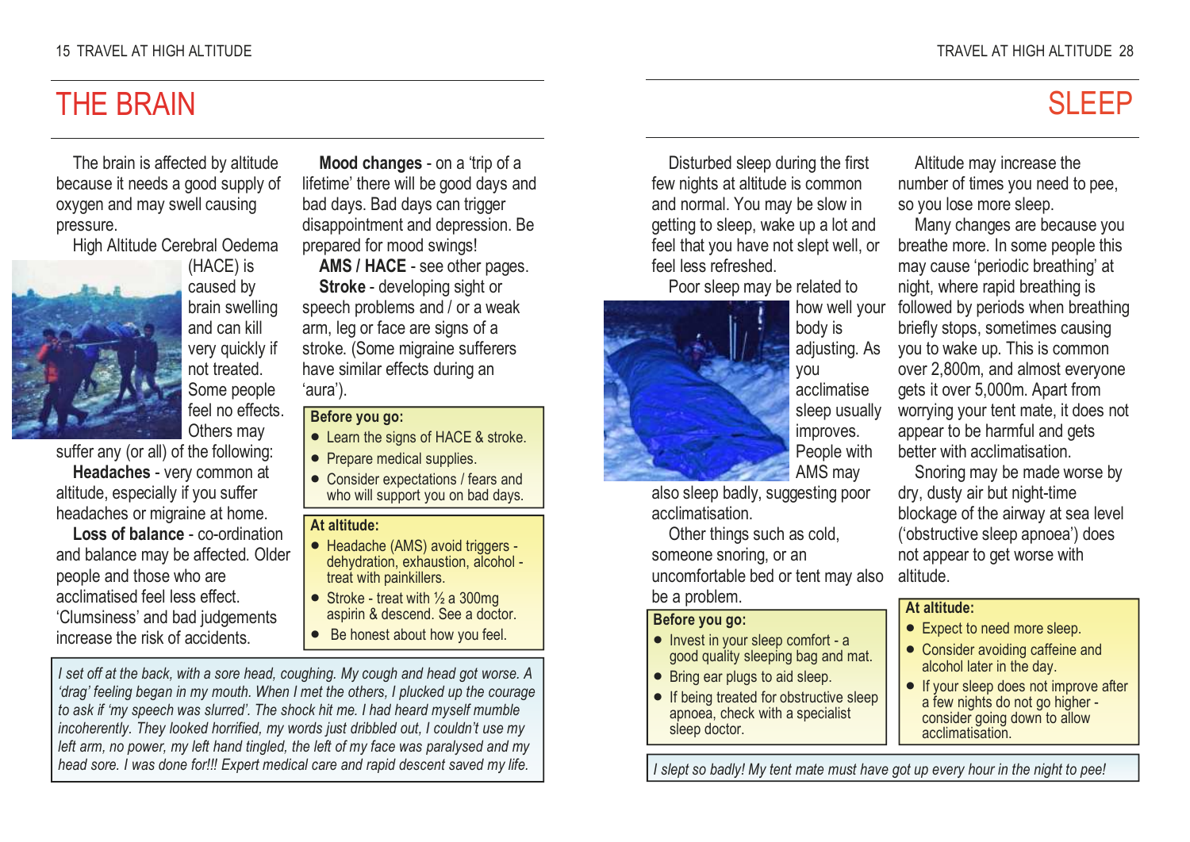# THE BRAIN

The brain is affected by altitude because it needs a good supply of oxygen and may swell causing pressure.

High Altitude Cerebral Oedema (HACE) is caused by brain swelling and can kill very quickly if not treated. Some people feel no effects. Others may suffer any (or all) of the following:

**Headaches** - very common at altitude, especially if you suffer headaches or migraine at home.

**Loss of balance** - co-ordination and balance may be affected. Older people and those who are acclimatised feel less effect. 'Clumsiness' and bad judgements increase the risk of accidents.

**Mood changes** - on a 'trip of a lifetime' there will be good days and bad days. Bad days can trigger disappointment and depression. Be prepared for mood swings!

**AMS / HACE** - see other pages.

**Stroke** - developing sight or speech problems and / or a weak arm, leg or face are signs of a stroke. (Some migraine sufferers have similar effects during an 'aura').

**Before you go:**

- Learn the signs of HACE & stroke.
- Prepare medical supplies.
- Consider expectations / fears and who will support you on bad days.

**At altitude:**

- Headache (AMS) avoid triggers - dehydration, exhaustion, alcohol - treat with painkillers.
- Stroke - treat with ½ a 300mg aspirin & descend. See a doctor.
- Be honest about how you feel.

*I set off at the back, with a sore head, coughing. My cough and head got worse. A 'drag' feeling began in my mouth. When I met the others, I plucked up the courage to ask if 'my speech was slurred'. The shock hit me. I had heard myself mumble incoherently. They looked horrified, my words just dribbled out, I couldn't use my left arm, no power, my left hand tingled, the left of my face was paralysed and my head sore. I was done for!!! Expert medical care and rapid descent saved my life.*

# SLEEP

Disturbed sleep during the first few nights at altitude is common and normal. You may be slow in getting to sleep, wake up a lot and feel that you have not slept well, or feel less refreshed.

Poor sleep may be related to how well your body is adjusting. As you acclimatise sleep usually improves. People with AMS may also sleep badly, suggesting poor acclimatisation.

Other things such as cold, someone snoring, or an uncomfortable bed or tent may also be a problem.

Altitude may increase the number of times you need to pee, so you lose more sleep.

Many changes are because you breathe more. In some people this may cause 'periodic breathing' at night, where rapid breathing is followed by periods when breathing briefly stops, sometimes causing you to wake up. This is common over 2,800m, and almost everyone gets it over 5,000m. Apart from worrying your tent mate, it does not appear to be harmful and gets better with acclimatisation.

Snoring may be made worse by dry, dusty air but night-time blockage of the airway at sea level ('obstructive sleep apnoea') does not appear to get worse with altitude.

**Before you go:**

- Invest in your sleep comfort - a good quality sleeping bag and mat.
- Bring ear plugs to aid sleep.
- If being treated for obstructive sleep apnoea, check with a specialist sleep doctor.

**At altitude:**

- Expect to need more sleep.
- Consider avoiding caffeine and alcohol later in the day.
- If your sleep does not improve after a few nights do not go higher - consider going down to allow acclimatisation.

*I slept so badly! My tent mate must have got up every hour in the night to pee!*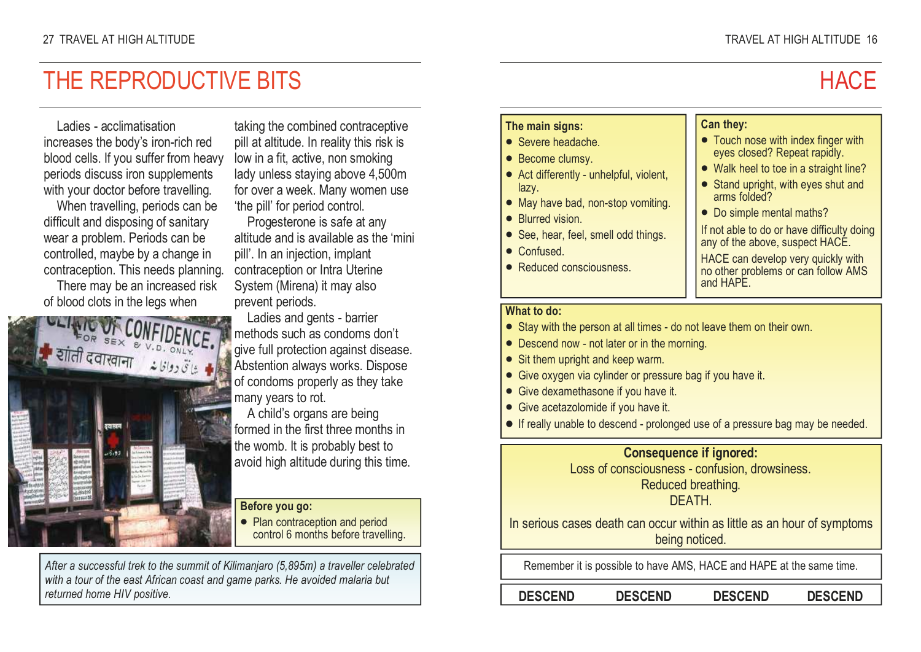# THE REPRODUCTIVE BITS

Ladies - acclimatisation increases the body's iron-rich red blood cells. If you suffer from heavy periods discuss iron supplements with your doctor before travelling.

When travelling, periods can be difficult and disposing of sanitary wear a problem. Periods can be controlled, maybe by a change in contraception. This needs planning.

There may be an increased risk of blood clots in the legs when taking the combined contraceptive pill at altitude. In reality this risk is low in a fit, active, non smoking lady unless staying above 4,500m for over a week. Many women use 'the pill' for period control.

Progesterone is safe at any altitude and is available as the 'mini pill'. In an injection, implant contraception or Intra Uterine System (Mirena) it may also prevent periods.

Ladies and gents - barrier methods such as condoms don't give full protection against disease. Abstention always works. Dispose of condoms properly as they take many years to rot.

A child's organs are being formed in the first three months in the womb. It is probably best to avoid high altitude during this time.

**Before you go:**

- Plan contraception and period control 6 months before travelling.

*After a successful trek to the summit of Kilimanjaro (5,895m) a traveller celebrated with a tour of the east African coast and game parks. He avoided malaria but returned home HIV positive.*

# HACE

**The main signs:**

- Severe headache.
- Become clumsy.
- Act differently - unhelpful, violent, lazy.
- May have bad, non-stop vomiting.
- Blurred vision.
- See, hear, feel, smell odd things.
- Confused.
- Reduced consciousness.

**Can they:**

- Touch nose with index finger with eyes closed? Repeat rapidly.
- Walk heel to toe in a straight line?
- Stand upright, with eyes shut and arms folded?
- Do simple mental maths?

If not able to do or have difficulty doing any of the above, suspect HACE.

HACE can develop very quickly with no other problems or can follow AMS and HAPE.

**What to do:**

- Stay with the person at all times - do not leave them on their own.
- Descend now - not later or in the morning.
- Sit them upright and keep warm.
- Give oxygen via cylinder or pressure bag if you have it.
- Give dexamethasone if you have it.
- Give acetazolomide if you have it.
- If really unable to descend - prolonged use of a pressure bag may be needed.

**Consequence if ignored:**

Loss of consciousness - confusion, drowsiness.
Reduced breathing.
DEATH.

In serious cases death can occur within as little as an hour of symptoms being noticed.

Remember it is possible to have AMS, HACE and HAPE at the same time.

**DESCEND DESCEND DESCEND DESCEND**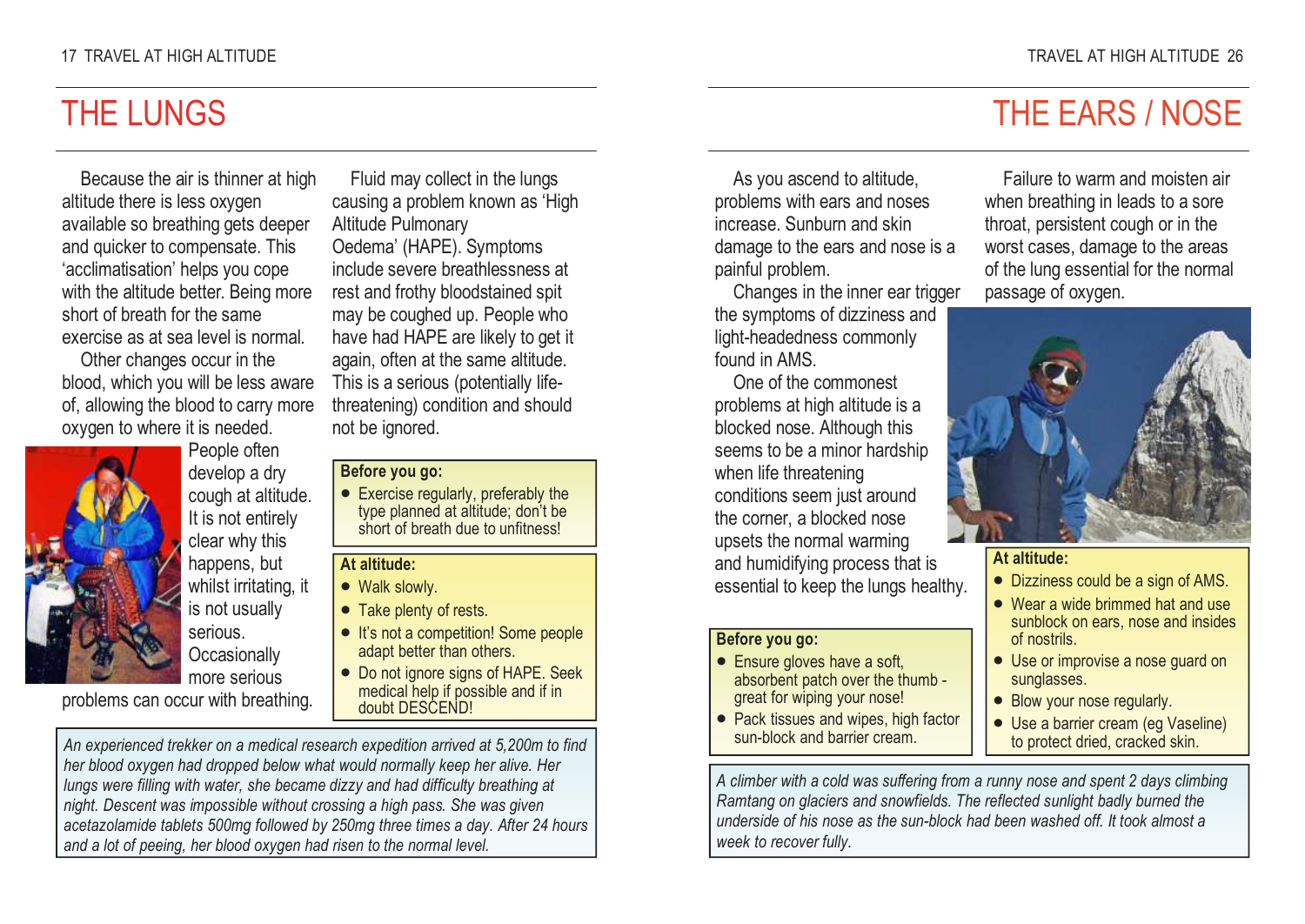# THE LUNGS

Because the air is thinner at high altitude there is less oxygen available so breathing gets deeper and quicker to compensate. This 'acclimatisation' helps you cope with the altitude better. Being more short of breath for the same exercise as at sea level is normal.

Other changes occur in the blood, which you will be less aware of, allowing the blood to carry more oxygen to where it is needed.

People often develop a dry cough at altitude. It is not entirely clear why this happens, but whilst irritating, it is not usually serious. Occasionally more serious problems can occur with breathing.

Fluid may collect in the lungs causing a problem known as 'High Altitude Pulmonary Oedema' (HAPE). Symptoms include severe breathlessness at rest and frothy bloodstained spit may be coughed up. People who have had HAPE are likely to get it again, often at the same altitude. This is a serious (potentially life-threatening) condition and should not be ignored.

**Before you go:**

- Exercise regularly, preferably the type planned at altitude; don't be short of breath due to unfitness!

**At altitude:**

- Walk slowly.
- Take plenty of rests.
- It's not a competition! Some people adapt better than others.
- Do not ignore signs of HAPE. Seek medical help if possible and if in doubt DESCEND!

*An experienced trekker on a medical research expedition arrived at 5,200m to find her blood oxygen had dropped below what would normally keep her alive. Her lungs were filling with water, she became dizzy and had difficulty breathing at night. Descent was impossible without crossing a high pass. She was given acetazolamide tablets 500mg followed by 250mg three times a day. After 24 hours and a lot of peeing, her blood oxygen had risen to the normal level.*

# THE EARS / NOSE

As you ascend to altitude, problems with ears and noses increase. Sunburn and skin damage to the ears and nose is a painful problem.

Changes in the inner ear trigger the symptoms of dizziness and light-headedness commonly found in AMS.

One of the commonest problems at high altitude is a blocked nose. Although this seems to be a minor hardship when life threatening conditions seem just around the corner, a blocked nose upsets the normal warming and humidifying process that is essential to keep the lungs healthy.

Failure to warm and moisten air when breathing in leads to a sore throat, persistent cough or in the worst cases, damage to the areas of the lung essential for the normal passage of oxygen.

**Before you go:**

- Ensure gloves have a soft, absorbent patch over the thumb - great for wiping your nose!
- Pack tissues and wipes, high factor sun-block and barrier cream.

**At altitude:**

- Dizziness could be a sign of AMS.
- Wear a wide brimmed hat and use sunblock on ears, nose and insides of nostrils.
- Use or improvise a nose guard on sunglasses.
- Blow your nose regularly.
- Use a barrier cream (eg Vaseline) to protect dried, cracked skin.

*A climber with a cold was suffering from a runny nose and spent 2 days climbing Ramtang on glaciers and snowfields. The reflected sunlight badly burned the underside of his nose as the sun-block had been washed off. It took almost a week to recover fully.*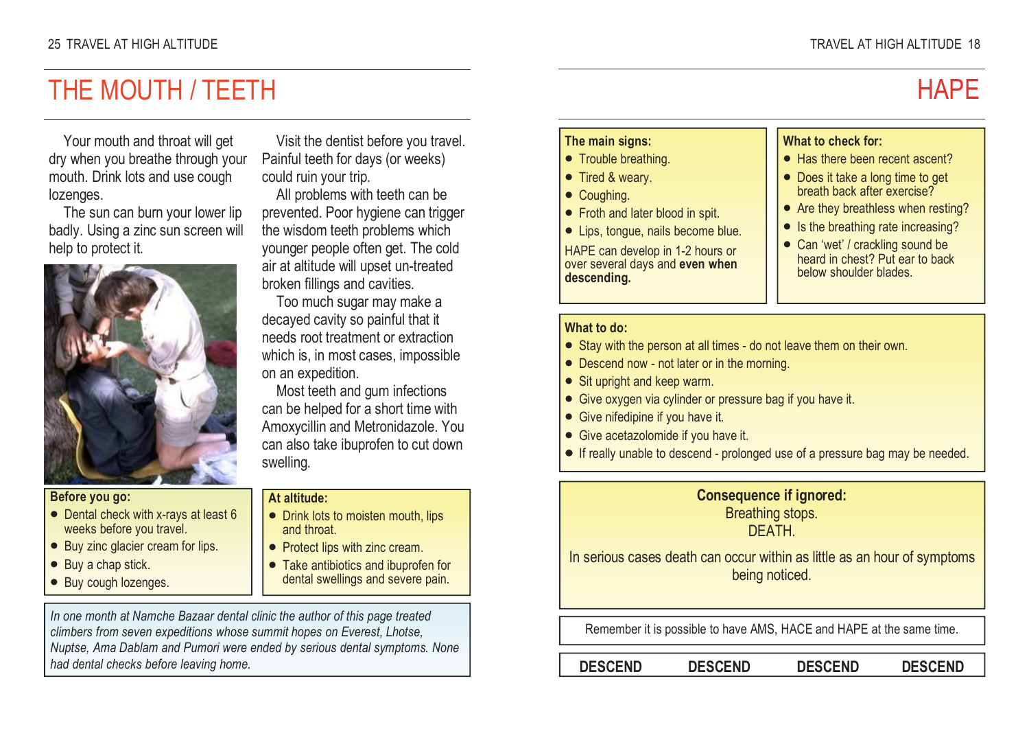# THE MOUTH / TEETH

Your mouth and throat will get dry when you breathe through your mouth. Drink lots and use cough lozenges.

The sun can burn your lower lip badly. Using a zinc sun screen will help to protect it.

Visit the dentist before you travel. Painful teeth for days (or weeks) could ruin your trip.

All problems with teeth can be prevented. Poor hygiene can trigger the wisdom teeth problems which younger people often get. The cold air at altitude will upset un-treated broken fillings and cavities.

Too much sugar may make a decayed cavity so painful that it needs root treatment or extraction which is, in most cases, impossible on an expedition.

Most teeth and gum infections can be helped for a short time with Amoxycillin and Metronidazole. You can also take ibuprofen to cut down swelling.

**Before you go:**

- Dental check with x-rays at least 6 weeks before you travel.
- Buy zinc glacier cream for lips.
- Buy a chap stick.
- Buy cough lozenges.

**At altitude:**

- Drink lots to moisten mouth, lips and throat.
- Protect lips with zinc cream.
- Take antibiotics and ibuprofen for dental swellings and severe pain.

*In one month at Namche Bazaar dental clinic the author of this page treated climbers from seven expeditions whose summit hopes on Everest, Lhotse, Nuptse, Ama Dablam and Pumori were ended by serious dental symptoms. None had dental checks before leaving home.*

# HAPE

**The main signs:**

- Trouble breathing.
- Tired & weary.
- Coughing.
- Froth and later blood in spit.
- Lips, tongue, nails become blue.

HAPE can develop in 1-2 hours or over several days and **even when descending.**

**What to check for:**

- Has there been recent ascent?
- Does it take a long time to get breath back after exercise?
- Are they breathless when resting?
- Is the breathing rate increasing?
- Can 'wet' / crackling sound be heard in chest? Put ear to back below shoulder blades.

**What to do:**

- Stay with the person at all times - do not leave them on their own.
- Descend now - not later or in the morning.
- Sit upright and keep warm.
- Give oxygen via cylinder or pressure bag if you have it.
- Give nifedipine if you have it.
- Give acetazolomide if you have it.
- If really unable to descend - prolonged use of a pressure bag may be needed.

**Consequence if ignored:**
Breathing stops.
DEATH.

In serious cases death can occur within as little as an hour of symptoms being noticed.

Remember it is possible to have AMS, HACE and HAPE at the same time.

**DESCEND DESCEND DESCEND DESCEND**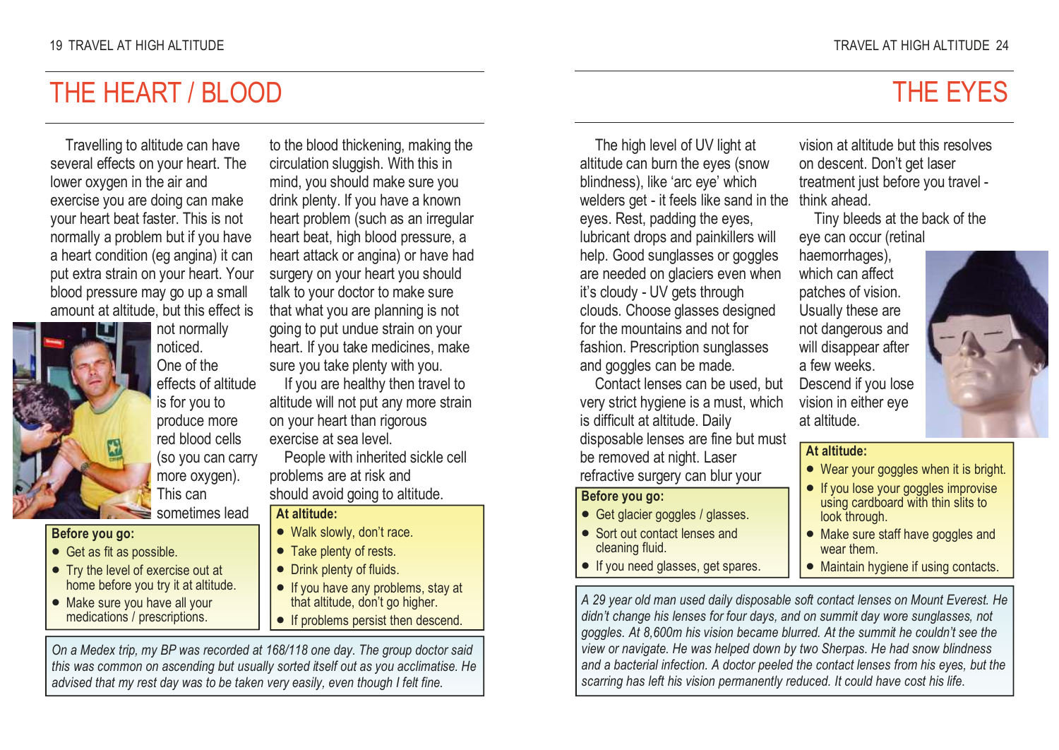# THE HEART / BLOOD

Travelling to altitude can have several effects on your heart. The lower oxygen in the air and exercise you are doing can make your heart beat faster. This is not normally a problem but if you have a heart condition (eg angina) it can put extra strain on your heart. Your blood pressure may go up a small amount at altitude, but this effect is not normally noticed. One of the effects of altitude is for you to produce more red blood cells (so you can carry more oxygen). This can sometimes lead to the blood thickening, making the circulation sluggish. With this in mind, you should make sure you drink plenty. If you have a known heart problem (such as an irregular heart beat, high blood pressure, a heart attack or angina) or have had surgery on your heart you should talk to your doctor to make sure that what you are planning is not going to put undue strain on your heart. If you take medicines, make sure you take plenty with you.

If you are healthy then travel to altitude will not put any more strain on your heart than rigorous exercise at sea level.

People with inherited sickle cell problems are at risk and should avoid going to altitude.

**Before you go:**

- Get as fit as possible.
- Try the level of exercise out at home before you try it at altitude.
- Make sure you have all your medications / prescriptions.

**At altitude:**

- Walk slowly, don't race.
- Take plenty of rests.
- Drink plenty of fluids.
- If you have any problems, stay at that altitude, don't go higher.
- If problems persist then descend.

*On a Medex trip, my BP was recorded at 168/118 one day. The group doctor said this was common on ascending but usually sorted itself out as you acclimatise. He advised that my rest day was to be taken very easily, even though I felt fine.*

# THE EYES

The high level of UV light at altitude can burn the eyes (snow blindness), like 'arc eye' which welders get - it feels like sand in the eyes. Rest, padding the eyes, lubricant drops and painkillers will help. Good sunglasses or goggles are needed on glaciers even when it's cloudy - UV gets through clouds. Choose glasses designed for the mountains and not for fashion. Prescription sunglasses and goggles can be made.

Contact lenses can be used, but very strict hygiene is a must, which is difficult at altitude. Daily disposable lenses are fine but must be removed at night. Laser refractive surgery can blur your vision at altitude but this resolves on descent. Don't get laser treatment just before you travel - think ahead.

Tiny bleeds at the back of the eye can occur (retinal haemorrhages), which can affect patches of vision. Usually these are not dangerous and will disappear after a few weeks. Descend if you lose vision in either eye at altitude.

**Before you go:**

- Get glacier goggles / glasses.
- Sort out contact lenses and cleaning fluid.
- If you need glasses, get spares.

**At altitude:**

- Wear your goggles when it is bright.
- If you lose your goggles improvise using cardboard with thin slits to look through.
- Make sure staff have goggles and wear them.
- Maintain hygiene if using contacts.

*A 29 year old man used daily disposable soft contact lenses on Mount Everest. He didn't change his lenses for four days, and on summit day wore sunglasses, not goggles. At 8,600m his vision became blurred. At the summit he couldn't see the view or navigate. He was helped down by two Sherpas. He had snow blindness and a bacterial infection. A doctor peeled the contact lenses from his eyes, but the scarring has left his vision permanently reduced. It could have cost his life.*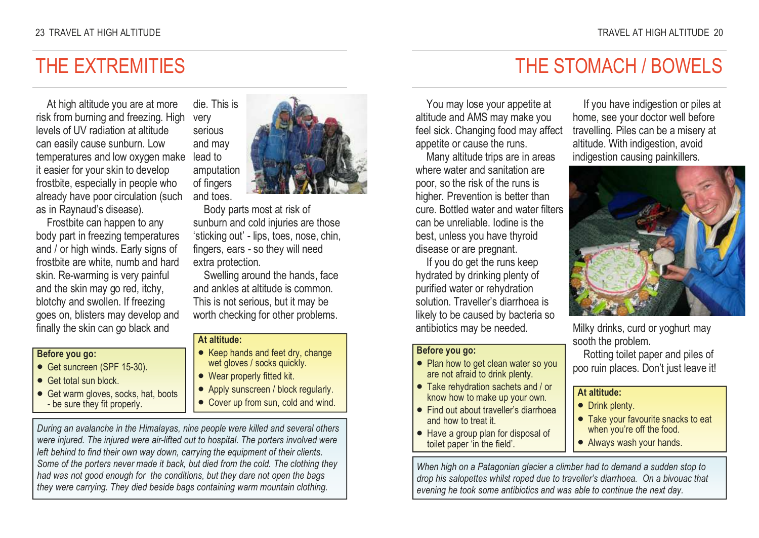# THE EXTREMITIES

At high altitude you are at more risk from burning and freezing. High levels of UV radiation at altitude can easily cause sunburn. Low temperatures and low oxygen make it easier for your skin to develop frostbite, especially in people who already have poor circulation (such as in Raynaud's disease).

Frostbite can happen to any body part in freezing temperatures and / or high winds. Early signs of frostbite are white, numb and hard skin. Re-warming is very painful and the skin may go red, itchy, blotchy and swollen. If freezing goes on, blisters may develop and finally the skin can go black and die. This is very serious and may lead to amputation of fingers and toes.

Body parts most at risk of sunburn and cold injuries are those 'sticking out' - lips, toes, nose, chin, fingers, ears - so they will need extra protection.

Swelling around the hands, face and ankles at altitude is common. This is not serious, but it may be worth checking for other problems.

**Before you go:**

- Get suncreen (SPF 15-30).
- Get total sun block.
- Get warm gloves, socks, hat, boots - be sure they fit properly.

**At altitude:**

- Keep hands and feet dry, change wet gloves / socks quickly.
- Wear properly fitted kit.
- Apply sunscreen / block regularly.
- Cover up from sun, cold and wind.

*During an avalanche in the Himalayas, nine people were killed and several others were injured. The injured were air-lifted out to hospital. The porters involved were left behind to find their own way down, carrying the equipment of their clients. Some of the porters never made it back, but died from the cold. The clothing they had was not good enough for the conditions, but they dare not open the bags they were carrying. They died beside bags containing warm mountain clothing.*

# THE STOMACH / BOWELS

You may lose your appetite at altitude and AMS may make you feel sick. Changing food may affect appetite or cause the runs.

Many altitude trips are in areas where water and sanitation are poor, so the risk of the runs is higher. Prevention is better than cure. Bottled water and water filters can be unreliable. Iodine is the best, unless you have thyroid disease or are pregnant.

If you do get the runs keep hydrated by drinking plenty of purified water or rehydration solution. Traveller's diarrhoea is likely to be caused by bacteria so antibiotics may be needed.

If you have indigestion or piles at home, see your doctor well before travelling. Piles can be a misery at altitude. With indigestion, avoid indigestion causing painkillers.

Milky drinks, curd or yoghurt may sooth the problem.

Rotting toilet paper and piles of poo ruin places. Don't just leave it!

**Before you go:**

- Plan how to get clean water so you are not afraid to drink plenty.
- Take rehydration sachets and / or know how to make up your own.
- Find out about traveller's diarrhoea and how to treat it.
- Have a group plan for disposal of toilet paper 'in the field'.

**At altitude:**

- Drink plenty.
- Take your favourite snacks to eat when you're off the food.
- Always wash your hands.

*When high on a Patagonian glacier a climber had to demand a sudden stop to drop his salopettes whilst roped due to traveller's diarrhoea. On a bivouac that evening he took some antibiotics and was able to continue the next day.*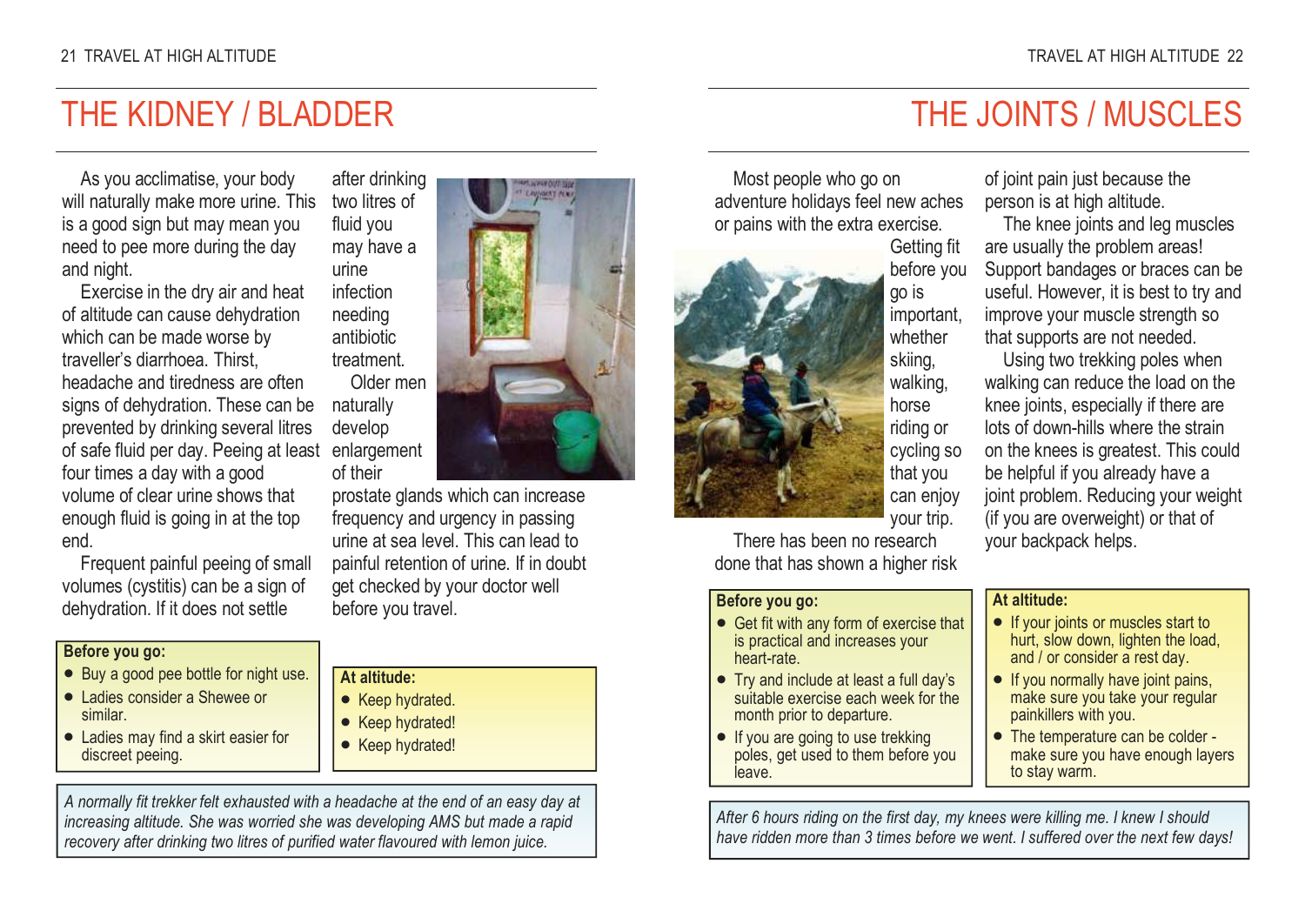# THE KIDNEY / BLADDER

As you acclimatise, your body will naturally make more urine. This is a good sign but may mean you need to pee more during the day and night.

Exercise in the dry air and heat of altitude can cause dehydration which can be made worse by traveller's diarrhoea. Thirst, headache and tiredness are often signs of dehydration. These can be prevented by drinking several litres of safe fluid per day. Peeing at least four times a day with a good volume of clear urine shows that enough fluid is going in at the top end.

Frequent painful peeing of small volumes (cystitis) can be a sign of dehydration. If it does not settle after drinking two litres of fluid you may have a urine infection needing antibiotic treatment.

Older men naturally develop enlargement of their prostate glands which can increase frequency and urgency in passing urine at sea level. This can lead to painful retention of urine. If in doubt get checked by your doctor well before you travel.

**Before you go:**

- Buy a good pee bottle for night use.
- Ladies consider a Shewee or similar.
- Ladies may find a skirt easier for discreet peeing.

**At altitude:**

- Keep hydrated.
- Keep hydrated!
- Keep hydrated!

*A normally fit trekker felt exhausted with a headache at the end of an easy day at increasing altitude. She was worried she was developing AMS but made a rapid recovery after drinking two litres of purified water flavoured with lemon juice.*

# THE JOINTS / MUSCLES

Most people who go on adventure holidays feel new aches or pains with the extra exercise. Getting fit before you go is important, whether skiing, walking, horse riding or cycling so that you can enjoy your trip.

There has been no research done that has shown a higher risk of joint pain just because the person is at high altitude.

The knee joints and leg muscles are usually the problem areas! Support bandages or braces can be useful. However, it is best to try and improve your muscle strength so that supports are not needed.

Using two trekking poles when walking can reduce the load on the knee joints, especially if there are lots of down-hills where the strain on the knees is greatest. This could be helpful if you already have a joint problem. Reducing your weight (if you are overweight) or that of your backpack helps.

**Before you go:**

- Get fit with any form of exercise that is practical and increases your heart-rate.
- Try and include at least a full day's suitable exercise each week for the month prior to departure.
- If you are going to use trekking poles, get used to them before you leave.

**At altitude:**

- If your joints or muscles start to hurt, slow down, lighten the load, and / or consider a rest day.
- If you normally have joint pains, make sure you take your regular painkillers with you.
- The temperature can be colder - make sure you have enough layers to stay warm.

*After 6 hours riding on the first day, my knees were killing me. I knew I should have ridden more than 3 times before we went. I suffered over the next few days!*